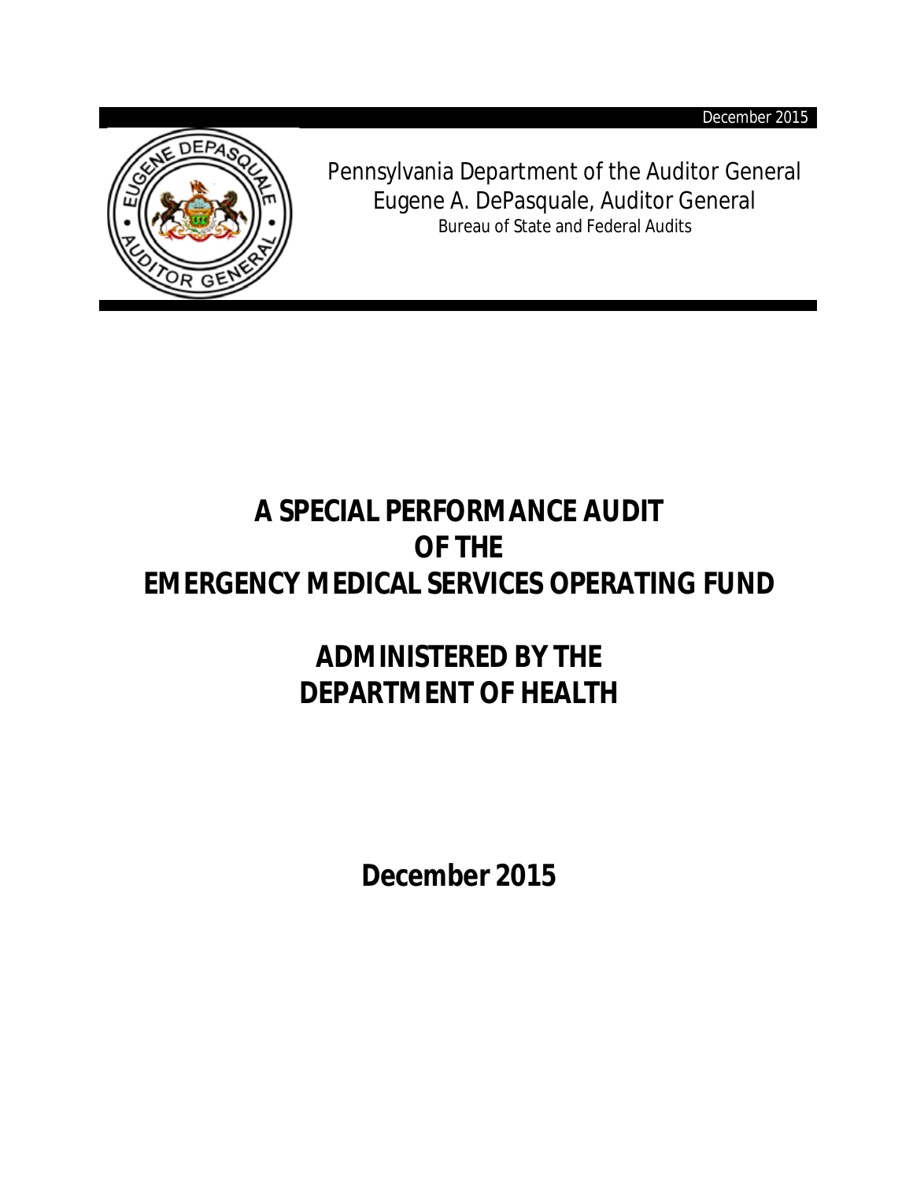Pennsylvania Department of the Auditor General
Eugene A. DePasquale, Auditor General
Bureau of State and Federal Audits

# A SPECIAL PERFORMANCE AUDIT OF THE EMERGENCY MEDICAL SERVICES OPERATING FUND

# ADMINISTERED BY THE DEPARTMENT OF HEALTH

## December 2015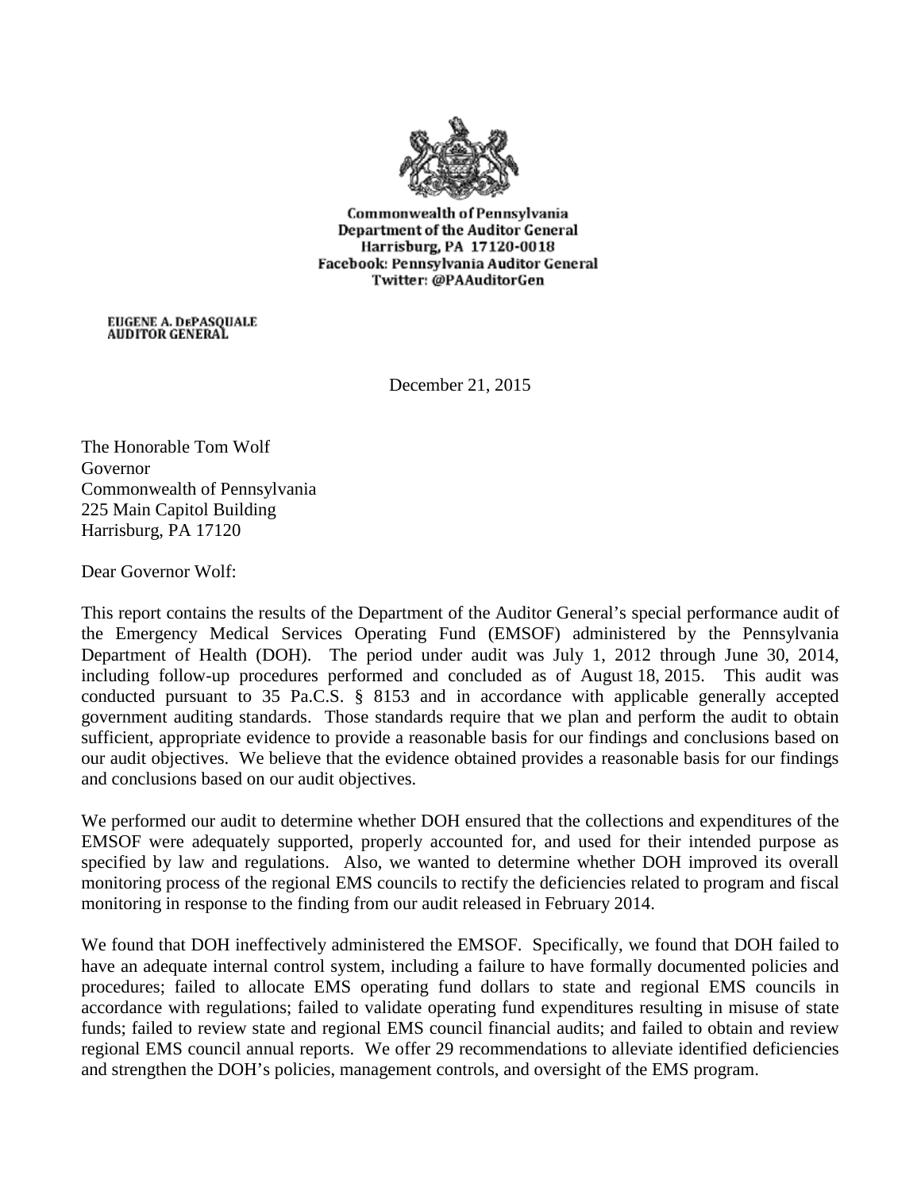Commonwealth of Pennsylvania
Department of the Auditor General
Harrisburg, PA 17120-0018
Facebook: Pennsylvania Auditor General
Twitter: @PAAuditorGen

EUGENE A. DePASQUALE
AUDITOR GENERAL

December 21, 2015

The Honorable Tom Wolf
Governor
Commonwealth of Pennsylvania
225 Main Capitol Building
Harrisburg, PA 17120

Dear Governor Wolf:

This report contains the results of the Department of the Auditor General's special performance audit of the Emergency Medical Services Operating Fund (EMSOF) administered by the Pennsylvania Department of Health (DOH). The period under audit was July 1, 2012 through June 30, 2014, including follow-up procedures performed and concluded as of August 18, 2015. This audit was conducted pursuant to 35 Pa.C.S. § 8153 and in accordance with applicable generally accepted government auditing standards. Those standards require that we plan and perform the audit to obtain sufficient, appropriate evidence to provide a reasonable basis for our findings and conclusions based on our audit objectives. We believe that the evidence obtained provides a reasonable basis for our findings and conclusions based on our audit objectives.

We performed our audit to determine whether DOH ensured that the collections and expenditures of the EMSOF were adequately supported, properly accounted for, and used for their intended purpose as specified by law and regulations. Also, we wanted to determine whether DOH improved its overall monitoring process of the regional EMS councils to rectify the deficiencies related to program and fiscal monitoring in response to the finding from our audit released in February 2014.

We found that DOH ineffectively administered the EMSOF. Specifically, we found that DOH failed to have an adequate internal control system, including a failure to have formally documented policies and procedures; failed to allocate EMS operating fund dollars to state and regional EMS councils in accordance with regulations; failed to validate operating fund expenditures resulting in misuse of state funds; failed to review state and regional EMS council financial audits; and failed to obtain and review regional EMS council annual reports. We offer 29 recommendations to alleviate identified deficiencies and strengthen the DOH's policies, management controls, and oversight of the EMS program.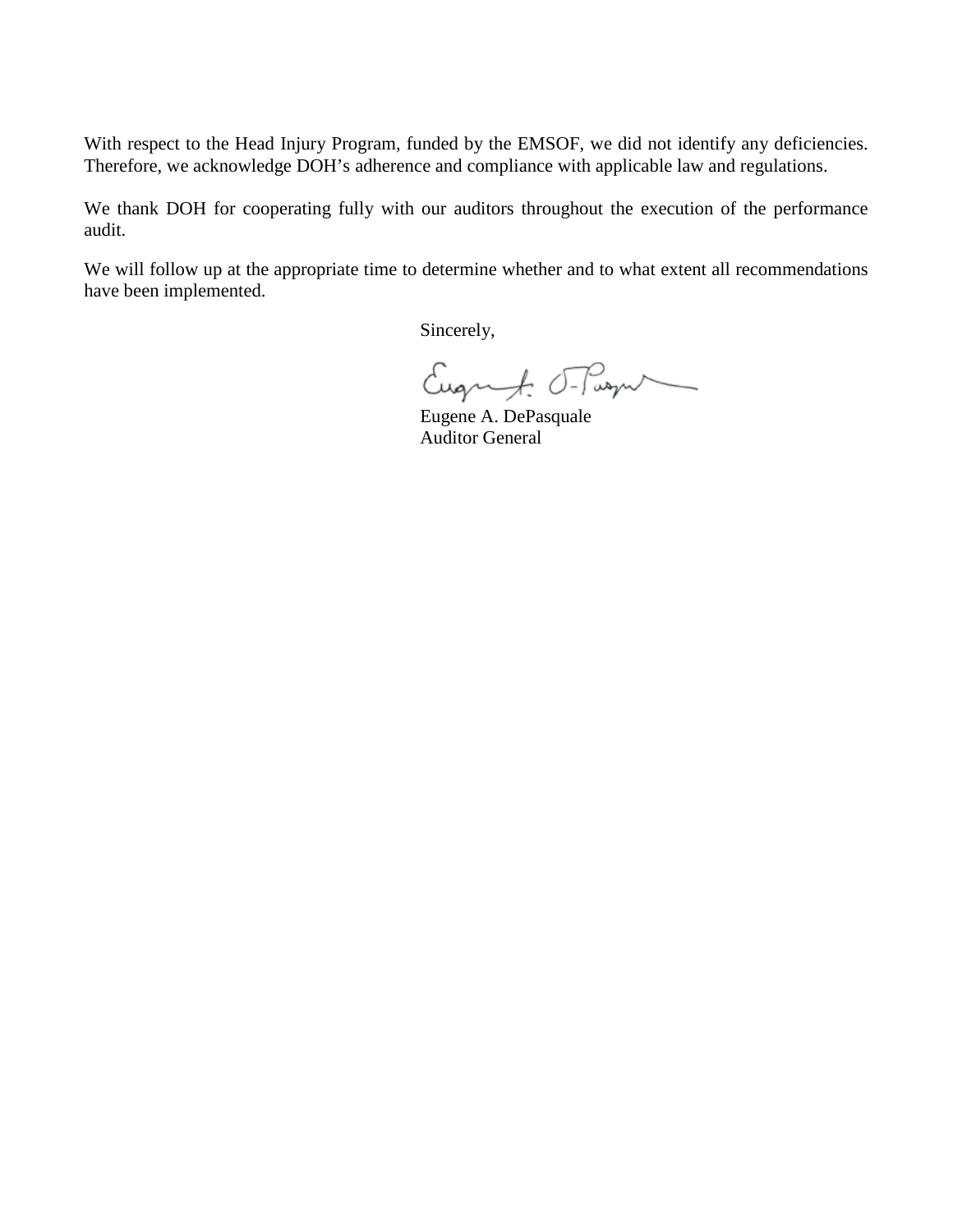With respect to the Head Injury Program, funded by the EMSOF, we did not identify any deficiencies. Therefore, we acknowledge DOH's adherence and compliance with applicable law and regulations.

We thank DOH for cooperating fully with our auditors throughout the execution of the performance audit.

We will follow up at the appropriate time to determine whether and to what extent all recommendations have been implemented.

Sincerely,

Eugene A. DePasquale
Auditor General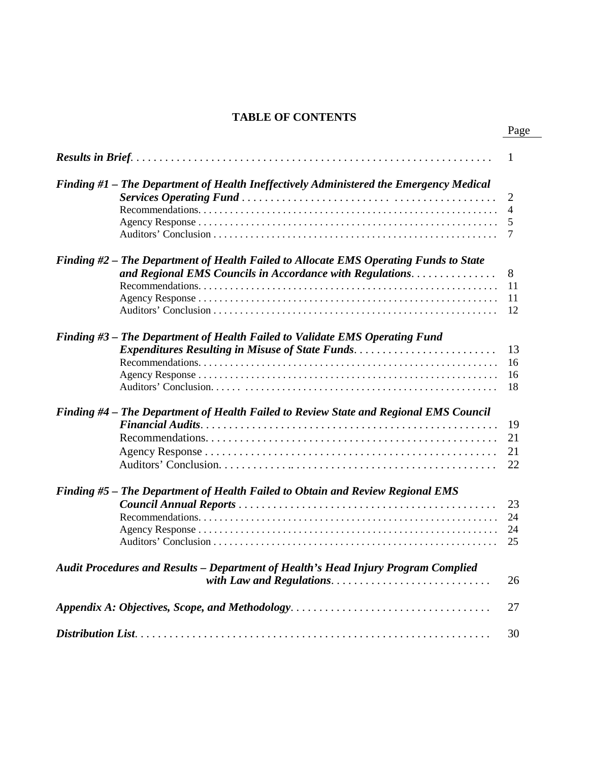# TABLE OF CONTENTS

| | Page |
|---|---|
| ***Results in Brief*** | 1 |
| ***Finding #1 – The Department of Health Ineffectively Administered the Emergency Medical Services Operating Fund*** | 2 |
| Recommendations | 4 |
| Agency Response | 5 |
| Auditors' Conclusion | 7 |
| ***Finding #2 – The Department of Health Failed to Allocate EMS Operating Funds to State and Regional EMS Councils in Accordance with Regulations*** | 8 |
| Recommendations | 11 |
| Agency Response | 11 |
| Auditors' Conclusion | 12 |
| ***Finding #3 – The Department of Health Failed to Validate EMS Operating Fund Expenditures Resulting in Misuse of State Funds*** | 13 |
| Recommendations | 16 |
| Agency Response | 16 |
| Auditors' Conclusion | 18 |
| ***Finding #4 – The Department of Health Failed to Review State and Regional EMS Council Financial Audits*** | 19 |
| Recommendations | 21 |
| Agency Response | 21 |
| Auditors' Conclusion | 22 |
| ***Finding #5 – The Department of Health Failed to Obtain and Review Regional EMS Council Annual Reports*** | 23 |
| Recommendations | 24 |
| Agency Response | 24 |
| Auditors' Conclusion | 25 |
| ***Audit Procedures and Results – Department of Health's Head Injury Program Complied with Law and Regulations*** | 26 |
| ***Appendix A: Objectives, Scope, and Methodology*** | 27 |
| ***Distribution List*** | 30 |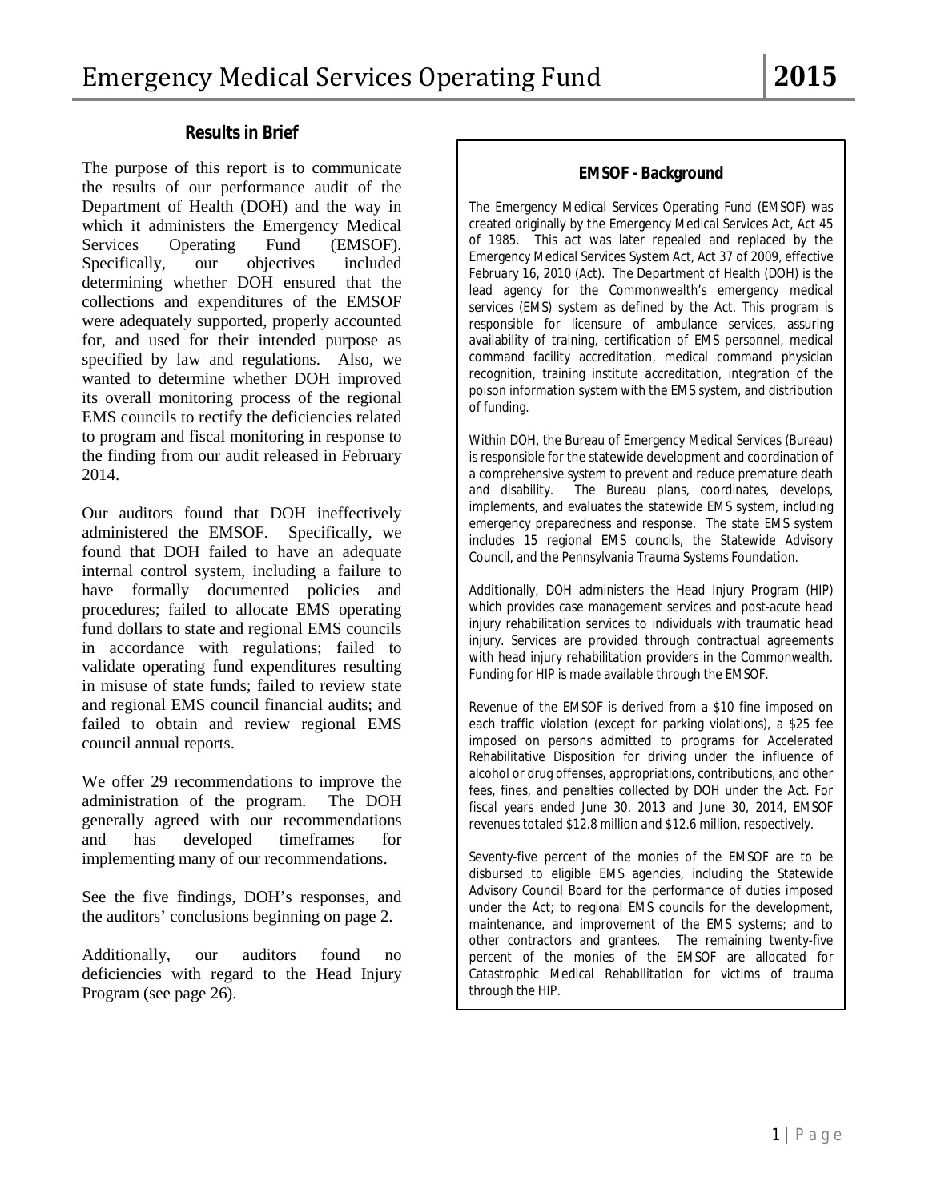## Results in Brief

The purpose of this report is to communicate the results of our performance audit of the Department of Health (DOH) and the way in which it administers the Emergency Medical Services Operating Fund (EMSOF). Specifically, our objectives included determining whether DOH ensured that the collections and expenditures of the EMSOF were adequately supported, properly accounted for, and used for their intended purpose as specified by law and regulations. Also, we wanted to determine whether DOH improved its overall monitoring process of the regional EMS councils to rectify the deficiencies related to program and fiscal monitoring in response to the finding from our audit released in February 2014.

Our auditors found that DOH ineffectively administered the EMSOF. Specifically, we found that DOH failed to have an adequate internal control system, including a failure to have formally documented policies and procedures; failed to allocate EMS operating fund dollars to state and regional EMS councils in accordance with regulations; failed to validate operating fund expenditures resulting in misuse of state funds; failed to review state and regional EMS council financial audits; and failed to obtain and review regional EMS council annual reports.

We offer 29 recommendations to improve the administration of the program. The DOH generally agreed with our recommendations and has developed timeframes for implementing many of our recommendations.

See the five findings, DOH's responses, and the auditors' conclusions beginning on page 2.

Additionally, our auditors found no deficiencies with regard to the Head Injury Program (see page 26).

### EMSOF - Background

The Emergency Medical Services Operating Fund (EMSOF) was created originally by the Emergency Medical Services Act, Act 45 of 1985. This act was later repealed and replaced by the Emergency Medical Services System Act, Act 37 of 2009, effective February 16, 2010 (Act). The Department of Health (DOH) is the lead agency for the Commonwealth's emergency medical services (EMS) system as defined by the Act. This program is responsible for licensure of ambulance services, assuring availability of training, certification of EMS personnel, medical command facility accreditation, medical command physician recognition, training institute accreditation, integration of the poison information system with the EMS system, and distribution of funding.

Within DOH, the Bureau of Emergency Medical Services (Bureau) is responsible for the statewide development and coordination of a comprehensive system to prevent and reduce premature death and disability. The Bureau plans, coordinates, develops, implements, and evaluates the statewide EMS system, including emergency preparedness and response. The state EMS system includes 15 regional EMS councils, the Statewide Advisory Council, and the Pennsylvania Trauma Systems Foundation.

Additionally, DOH administers the Head Injury Program (HIP) which provides case management services and post-acute head injury rehabilitation services to individuals with traumatic head injury. Services are provided through contractual agreements with head injury rehabilitation providers in the Commonwealth. Funding for HIP is made available through the EMSOF.

Revenue of the EMSOF is derived from a $10 fine imposed on each traffic violation (except for parking violations), a $25 fee imposed on persons admitted to programs for Accelerated Rehabilitative Disposition for driving under the influence of alcohol or drug offenses, appropriations, contributions, and other fees, fines, and penalties collected by DOH under the Act. For fiscal years ended June 30, 2013 and June 30, 2014, EMSOF revenues totaled $12.8 million and $12.6 million, respectively.

Seventy-five percent of the monies of the EMSOF are to be disbursed to eligible EMS agencies, including the Statewide Advisory Council Board for the performance of duties imposed under the Act; to regional EMS councils for the development, maintenance, and improvement of the EMS systems; and to other contractors and grantees. The remaining twenty-five percent of the monies of the EMSOF are allocated for Catastrophic Medical Rehabilitation for victims of trauma through the HIP.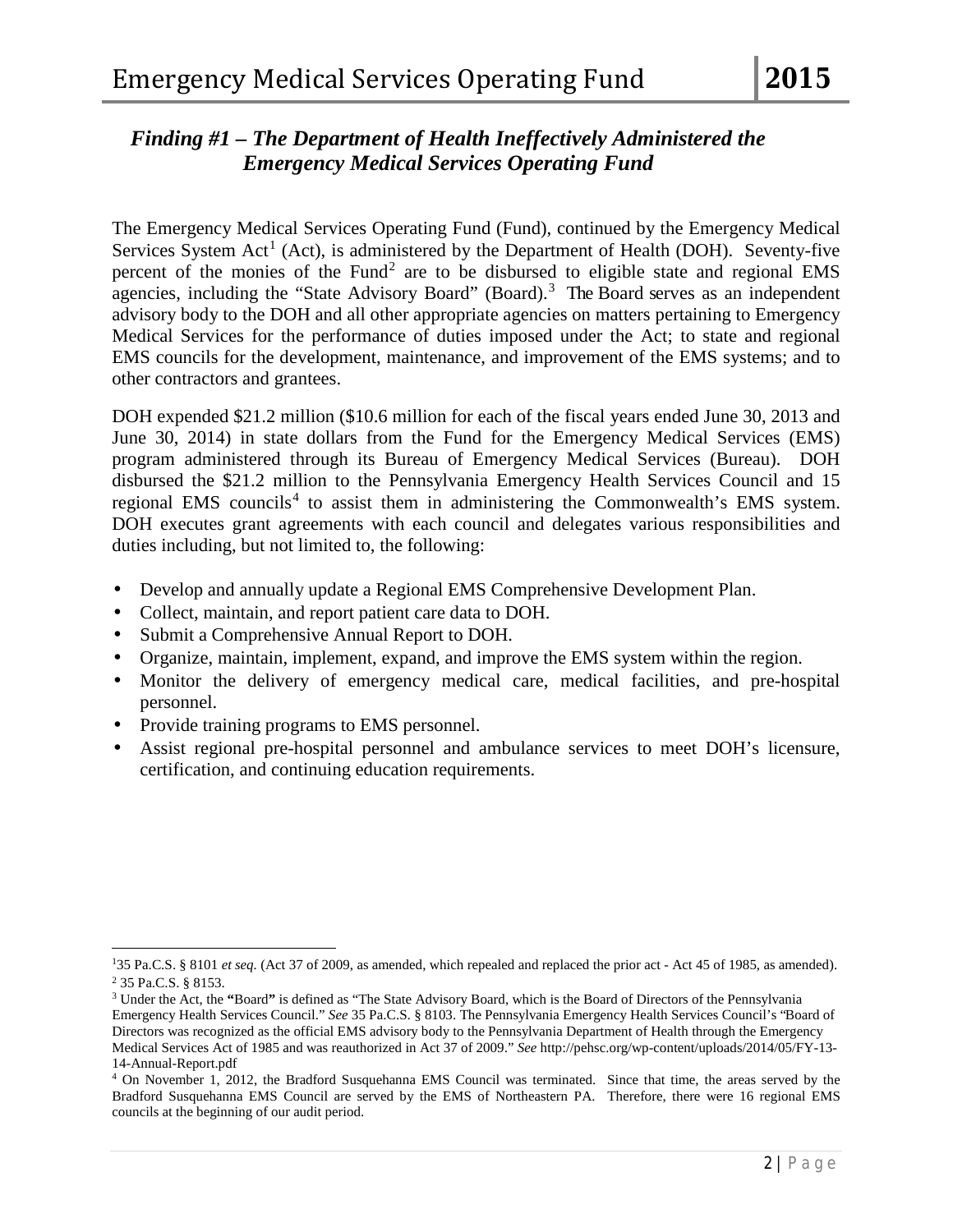## *Finding #1 – The Department of Health Ineffectively Administered the Emergency Medical Services Operating Fund*

The Emergency Medical Services Operating Fund (Fund), continued by the Emergency Medical Services System Act[1] (Act), is administered by the Department of Health (DOH). Seventy-five percent of the monies of the Fund[2] are to be disbursed to eligible state and regional EMS agencies, including the "State Advisory Board" (Board).[3] The Board serves as an independent advisory body to the DOH and all other appropriate agencies on matters pertaining to Emergency Medical Services for the performance of duties imposed under the Act; to state and regional EMS councils for the development, maintenance, and improvement of the EMS systems; and to other contractors and grantees.

DOH expended $21.2 million ($10.6 million for each of the fiscal years ended June 30, 2013 and June 30, 2014) in state dollars from the Fund for the Emergency Medical Services (EMS) program administered through its Bureau of Emergency Medical Services (Bureau). DOH disbursed the $21.2 million to the Pennsylvania Emergency Health Services Council and 15 regional EMS councils[4] to assist them in administering the Commonwealth's EMS system. DOH executes grant agreements with each council and delegates various responsibilities and duties including, but not limited to, the following:

- Develop and annually update a Regional EMS Comprehensive Development Plan.
- Collect, maintain, and report patient care data to DOH.
- Submit a Comprehensive Annual Report to DOH.
- Organize, maintain, implement, expand, and improve the EMS system within the region.
- Monitor the delivery of emergency medical care, medical facilities, and pre-hospital personnel.
- Provide training programs to EMS personnel.
- Assist regional pre-hospital personnel and ambulance services to meet DOH's licensure, certification, and continuing education requirements.

---

[1] 35 Pa.C.S. § 8101 *et seq*. (Act 37 of 2009, as amended, which repealed and replaced the prior act - Act 45 of 1985, as amended).

[2] 35 Pa.C.S. § 8153.

[3] Under the Act, the **"**Board**"** is defined as "The State Advisory Board, which is the Board of Directors of the Pennsylvania Emergency Health Services Council." *See* 35 Pa.C.S. § 8103. The Pennsylvania Emergency Health Services Council's "Board of Directors was recognized as the official EMS advisory body to the Pennsylvania Department of Health through the Emergency Medical Services Act of 1985 and was reauthorized in Act 37 of 2009." *See* http://pehsc.org/wp-content/uploads/2014/05/FY-13-14-Annual-Report.pdf

[4] On November 1, 2012, the Bradford Susquehanna EMS Council was terminated. Since that time, the areas served by the Bradford Susquehanna EMS Council are served by the EMS of Northeastern PA. Therefore, there were 16 regional EMS councils at the beginning of our audit period.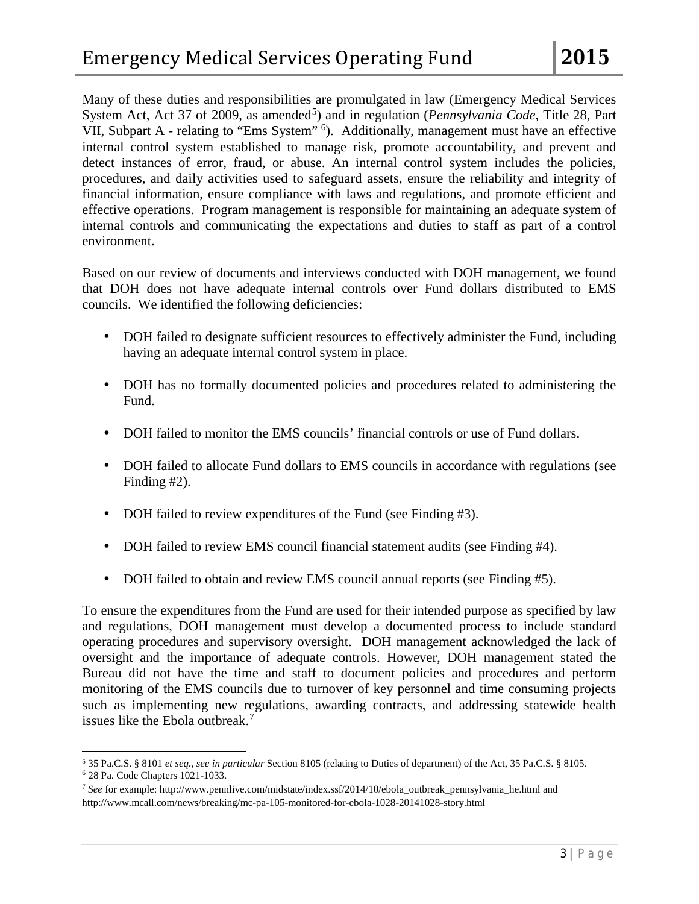Many of these duties and responsibilities are promulgated in law (Emergency Medical Services System Act, Act 37 of 2009, as amended[5]) and in regulation (*Pennsylvania Code*, Title 28, Part VII, Subpart A - relating to "Ems System" [6]). Additionally, management must have an effective internal control system established to manage risk, promote accountability, and prevent and detect instances of error, fraud, or abuse. An internal control system includes the policies, procedures, and daily activities used to safeguard assets, ensure the reliability and integrity of financial information, ensure compliance with laws and regulations, and promote efficient and effective operations. Program management is responsible for maintaining an adequate system of internal controls and communicating the expectations and duties to staff as part of a control environment.

Based on our review of documents and interviews conducted with DOH management, we found that DOH does not have adequate internal controls over Fund dollars distributed to EMS councils. We identified the following deficiencies:

- DOH failed to designate sufficient resources to effectively administer the Fund, including having an adequate internal control system in place.
- DOH has no formally documented policies and procedures related to administering the Fund.
- DOH failed to monitor the EMS councils' financial controls or use of Fund dollars.
- DOH failed to allocate Fund dollars to EMS councils in accordance with regulations (see Finding #2).
- DOH failed to review expenditures of the Fund (see Finding #3).
- DOH failed to review EMS council financial statement audits (see Finding #4).
- DOH failed to obtain and review EMS council annual reports (see Finding #5).

To ensure the expenditures from the Fund are used for their intended purpose as specified by law and regulations, DOH management must develop a documented process to include standard operating procedures and supervisory oversight. DOH management acknowledged the lack of oversight and the importance of adequate controls. However, DOH management stated the Bureau did not have the time and staff to document policies and procedures and perform monitoring of the EMS councils due to turnover of key personnel and time consuming projects such as implementing new regulations, awarding contracts, and addressing statewide health issues like the Ebola outbreak.[7]

---

[5] 35 Pa.C.S. § 8101 *et seq., see in particular* Section 8105 (relating to Duties of department) of the Act, 35 Pa.C.S. § 8105.

[6] 28 Pa. Code Chapters 1021-1033.

[7] *See* for example: http://www.pennlive.com/midstate/index.ssf/2014/10/ebola_outbreak_pennsylvania_he.html and http://www.mcall.com/news/breaking/mc-pa-105-monitored-for-ebola-1028-20141028-story.html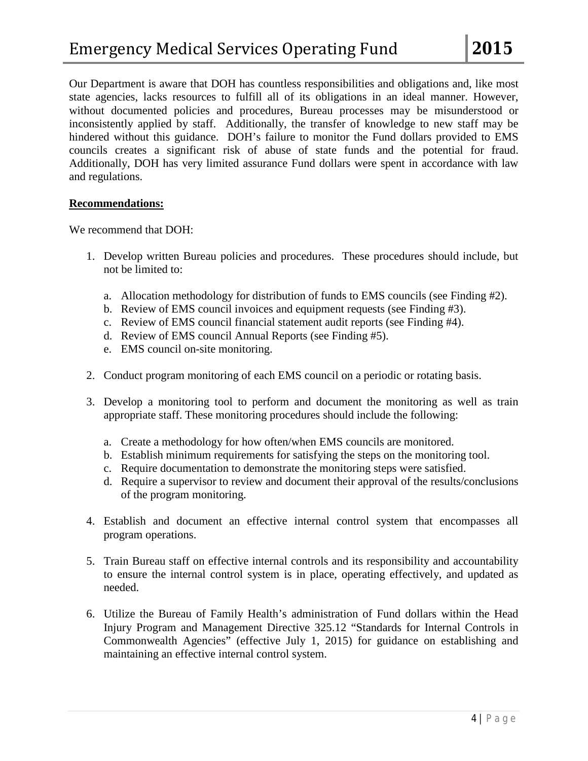Our Department is aware that DOH has countless responsibilities and obligations and, like most state agencies, lacks resources to fulfill all of its obligations in an ideal manner. However, without documented policies and procedures, Bureau processes may be misunderstood or inconsistently applied by staff. Additionally, the transfer of knowledge to new staff may be hindered without this guidance. DOH's failure to monitor the Fund dollars provided to EMS councils creates a significant risk of abuse of state funds and the potential for fraud. Additionally, DOH has very limited assurance Fund dollars were spent in accordance with law and regulations.

**Recommendations:**

We recommend that DOH:

1. Develop written Bureau policies and procedures. These procedures should include, but not be limited to:

   a. Allocation methodology for distribution of funds to EMS councils (see Finding #2).
   b. Review of EMS council invoices and equipment requests (see Finding #3).
   c. Review of EMS council financial statement audit reports (see Finding #4).
   d. Review of EMS council Annual Reports (see Finding #5).
   e. EMS council on-site monitoring.

2. Conduct program monitoring of each EMS council on a periodic or rotating basis.

3. Develop a monitoring tool to perform and document the monitoring as well as train appropriate staff. These monitoring procedures should include the following:

   a. Create a methodology for how often/when EMS councils are monitored.
   b. Establish minimum requirements for satisfying the steps on the monitoring tool.
   c. Require documentation to demonstrate the monitoring steps were satisfied.
   d. Require a supervisor to review and document their approval of the results/conclusions of the program monitoring.

4. Establish and document an effective internal control system that encompasses all program operations.

5. Train Bureau staff on effective internal controls and its responsibility and accountability to ensure the internal control system is in place, operating effectively, and updated as needed.

6. Utilize the Bureau of Family Health's administration of Fund dollars within the Head Injury Program and Management Directive 325.12 "Standards for Internal Controls in Commonwealth Agencies" (effective July 1, 2015) for guidance on establishing and maintaining an effective internal control system.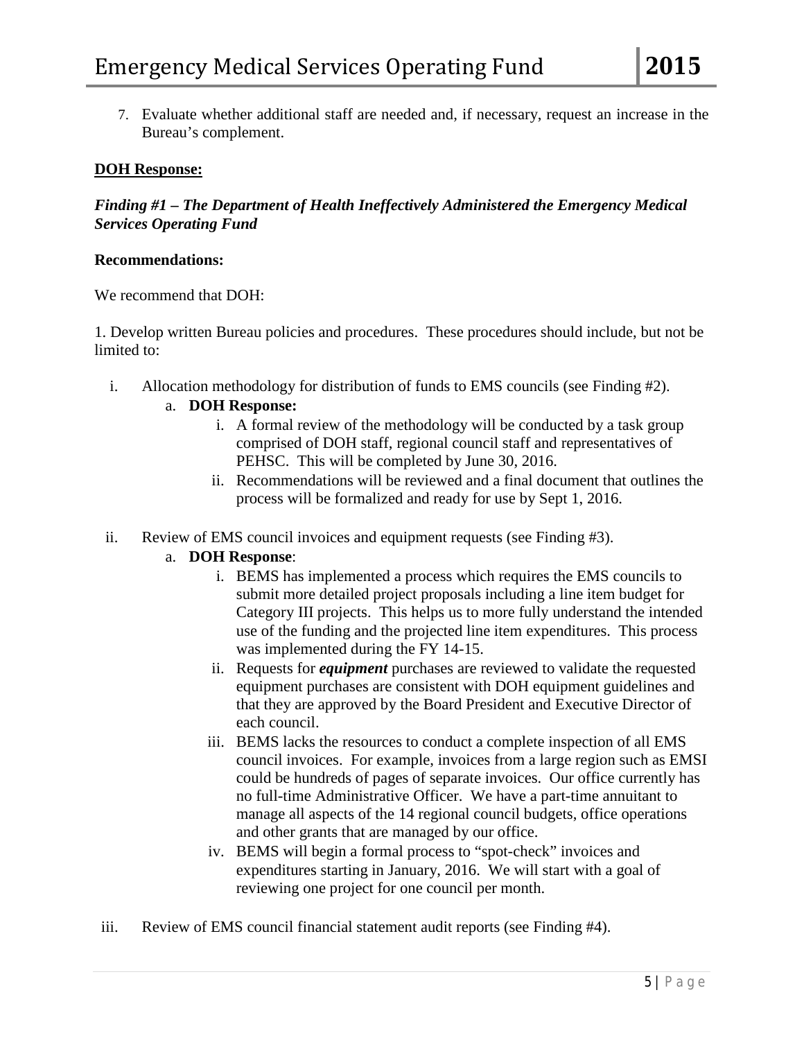7. Evaluate whether additional staff are needed and, if necessary, request an increase in the Bureau's complement.

**DOH Response:**

***Finding #1 – The Department of Health Ineffectively Administered the Emergency Medical Services Operating Fund***

**Recommendations:**

We recommend that DOH:

1. Develop written Bureau policies and procedures. These procedures should include, but not be limited to:

i. Allocation methodology for distribution of funds to EMS councils (see Finding #2).
   a. **DOH Response:**
      i. A formal review of the methodology will be conducted by a task group comprised of DOH staff, regional council staff and representatives of PEHSC. This will be completed by June 30, 2016.
      ii. Recommendations will be reviewed and a final document that outlines the process will be formalized and ready for use by Sept 1, 2016.

ii. Review of EMS council invoices and equipment requests (see Finding #3).
   a. **DOH Response**:
      i. BEMS has implemented a process which requires the EMS councils to submit more detailed project proposals including a line item budget for Category III projects. This helps us to more fully understand the intended use of the funding and the projected line item expenditures. This process was implemented during the FY 14-15.
      ii. Requests for ***equipment*** purchases are reviewed to validate the requested equipment purchases are consistent with DOH equipment guidelines and that they are approved by the Board President and Executive Director of each council.
      iii. BEMS lacks the resources to conduct a complete inspection of all EMS council invoices. For example, invoices from a large region such as EMSI could be hundreds of pages of separate invoices. Our office currently has no full-time Administrative Officer. We have a part-time annuitant to manage all aspects of the 14 regional council budgets, office operations and other grants that are managed by our office.
      iv. BEMS will begin a formal process to "spot-check" invoices and expenditures starting in January, 2016. We will start with a goal of reviewing one project for one council per month.

iii. Review of EMS council financial statement audit reports (see Finding #4).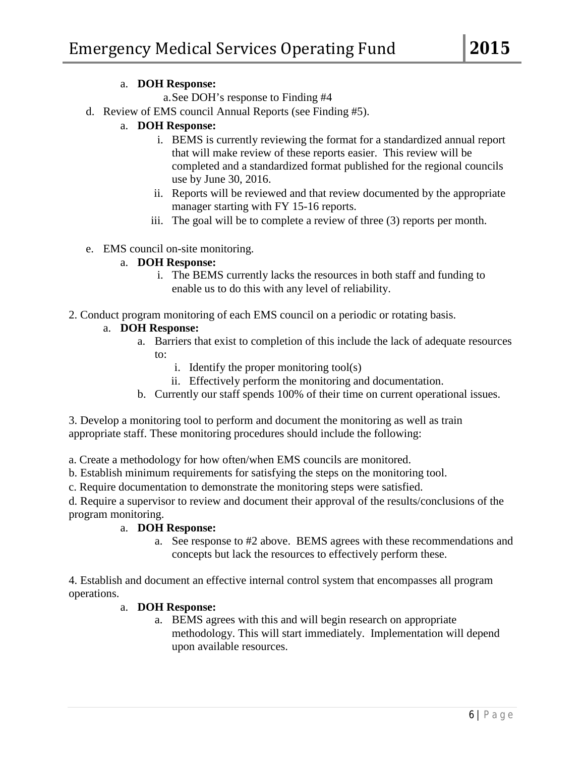- a. **DOH Response:**
    - a. See DOH's response to Finding #4

- d. Review of EMS council Annual Reports (see Finding #5).
    - a. **DOH Response:**
        - i. BEMS is currently reviewing the format for a standardized annual report that will make review of these reports easier. This review will be completed and a standardized format published for the regional councils use by June 30, 2016.
        - ii. Reports will be reviewed and that review documented by the appropriate manager starting with FY 15-16 reports.
        - iii. The goal will be to complete a review of three (3) reports per month.

- e. EMS council on-site monitoring.
    - a. **DOH Response:**
        - i. The BEMS currently lacks the resources in both staff and funding to enable us to do this with any level of reliability.

2. Conduct program monitoring of each EMS council on a periodic or rotating basis.

- a. **DOH Response:**
    - a. Barriers that exist to completion of this include the lack of adequate resources to:
        - i. Identify the proper monitoring tool(s)
        - ii. Effectively perform the monitoring and documentation.
    - b. Currently our staff spends 100% of their time on current operational issues.

3. Develop a monitoring tool to perform and document the monitoring as well as train appropriate staff. These monitoring procedures should include the following:

a. Create a methodology for how often/when EMS councils are monitored.
b. Establish minimum requirements for satisfying the steps on the monitoring tool.
c. Require documentation to demonstrate the monitoring steps were satisfied.
d. Require a supervisor to review and document their approval of the results/conclusions of the program monitoring.

- a. **DOH Response:**
    - a. See response to #2 above. BEMS agrees with these recommendations and concepts but lack the resources to effectively perform these.

4. Establish and document an effective internal control system that encompasses all program operations.

- a. **DOH Response:**
    - a. BEMS agrees with this and will begin research on appropriate methodology. This will start immediately. Implementation will depend upon available resources.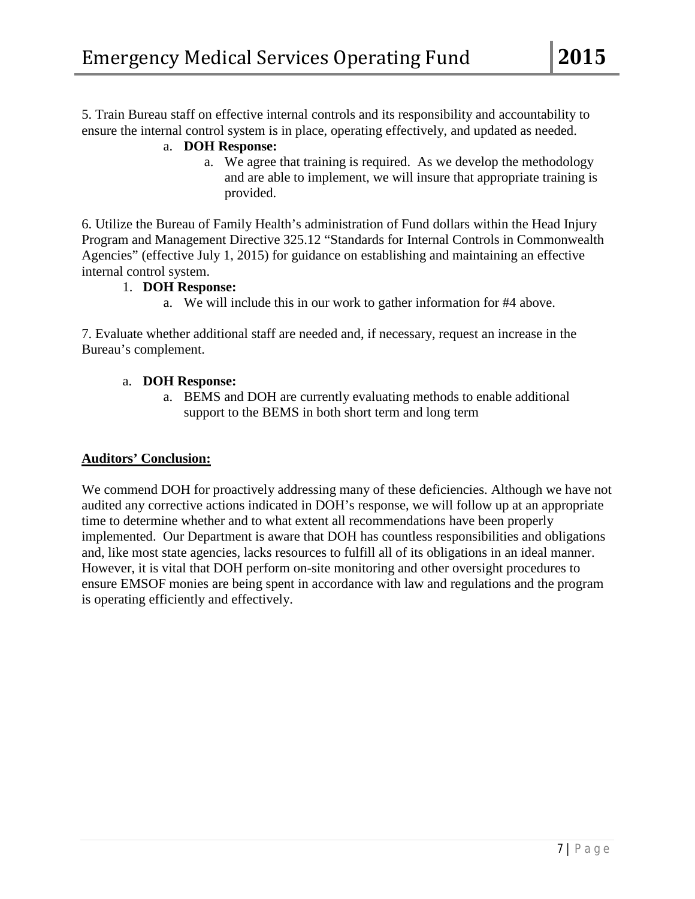5. Train Bureau staff on effective internal controls and its responsibility and accountability to ensure the internal control system is in place, operating effectively, and updated as needed.

a. **DOH Response:**
   a. We agree that training is required. As we develop the methodology and are able to implement, we will insure that appropriate training is provided.

6. Utilize the Bureau of Family Health's administration of Fund dollars within the Head Injury Program and Management Directive 325.12 "Standards for Internal Controls in Commonwealth Agencies" (effective July 1, 2015) for guidance on establishing and maintaining an effective internal control system.

1. **DOH Response:**
   a. We will include this in our work to gather information for #4 above.

7. Evaluate whether additional staff are needed and, if necessary, request an increase in the Bureau's complement.

a. **DOH Response:**
   a. BEMS and DOH are currently evaluating methods to enable additional support to the BEMS in both short term and long term

**Auditors' Conclusion:**

We commend DOH for proactively addressing many of these deficiencies. Although we have not audited any corrective actions indicated in DOH's response, we will follow up at an appropriate time to determine whether and to what extent all recommendations have been properly implemented. Our Department is aware that DOH has countless responsibilities and obligations and, like most state agencies, lacks resources to fulfill all of its obligations in an ideal manner. However, it is vital that DOH perform on-site monitoring and other oversight procedures to ensure EMSOF monies are being spent in accordance with law and regulations and the program is operating efficiently and effectively.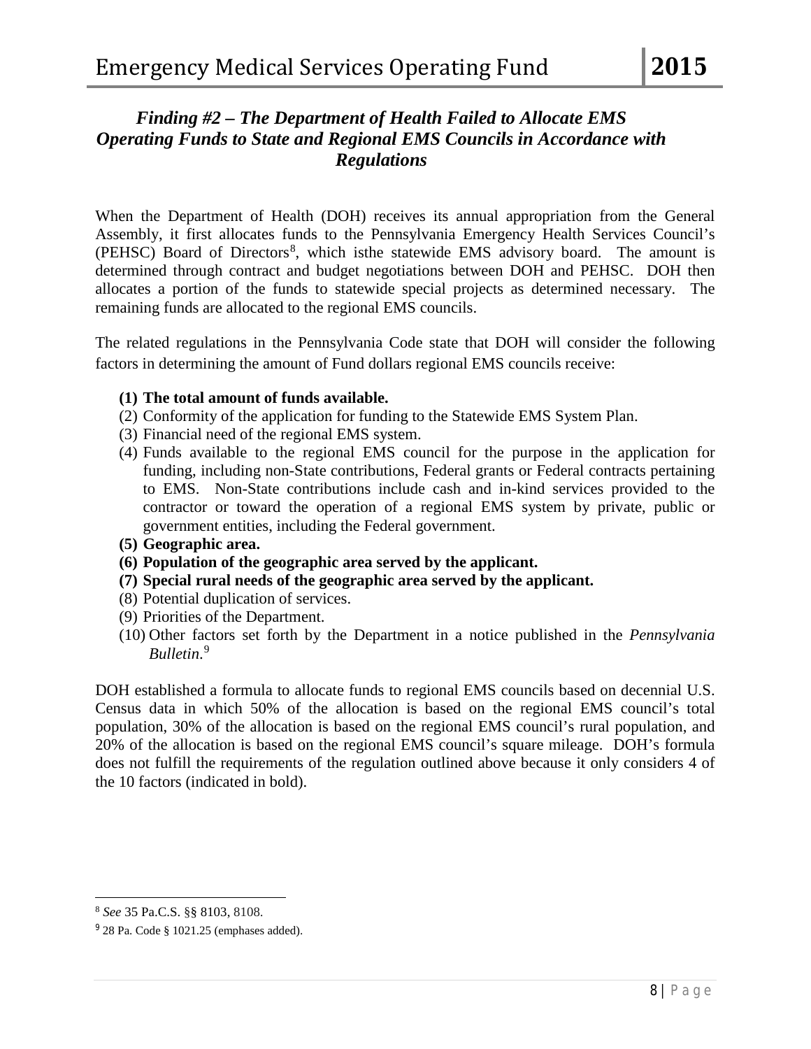## *Finding #2 – The Department of Health Failed to Allocate EMS Operating Funds to State and Regional EMS Councils in Accordance with Regulations*

When the Department of Health (DOH) receives its annual appropriation from the General Assembly, it first allocates funds to the Pennsylvania Emergency Health Services Council's (PEHSC) Board of Directors[8], which isthe statewide EMS advisory board. The amount is determined through contract and budget negotiations between DOH and PEHSC. DOH then allocates a portion of the funds to statewide special projects as determined necessary. The remaining funds are allocated to the regional EMS councils.

The related regulations in the Pennsylvania Code state that DOH will consider the following factors in determining the amount of Fund dollars regional EMS councils receive:

**(1) The total amount of funds available.**
(2) Conformity of the application for funding to the Statewide EMS System Plan.
(3) Financial need of the regional EMS system.
(4) Funds available to the regional EMS council for the purpose in the application for funding, including non-State contributions, Federal grants or Federal contracts pertaining to EMS. Non-State contributions include cash and in-kind services provided to the contractor or toward the operation of a regional EMS system by private, public or government entities, including the Federal government.
**(5) Geographic area.**
**(6) Population of the geographic area served by the applicant.**
**(7) Special rural needs of the geographic area served by the applicant.**
(8) Potential duplication of services.
(9) Priorities of the Department.
(10) Other factors set forth by the Department in a notice published in the *Pennsylvania Bulletin*.[9]

DOH established a formula to allocate funds to regional EMS councils based on decennial U.S. Census data in which 50% of the allocation is based on the regional EMS council's total population, 30% of the allocation is based on the regional EMS council's rural population, and 20% of the allocation is based on the regional EMS council's square mileage. DOH's formula does not fulfill the requirements of the regulation outlined above because it only considers 4 of the 10 factors (indicated in bold).

---

[8] *See* 35 Pa.C.S. §§ 8103, 8108.

[9] 28 Pa. Code § 1021.25 (emphases added).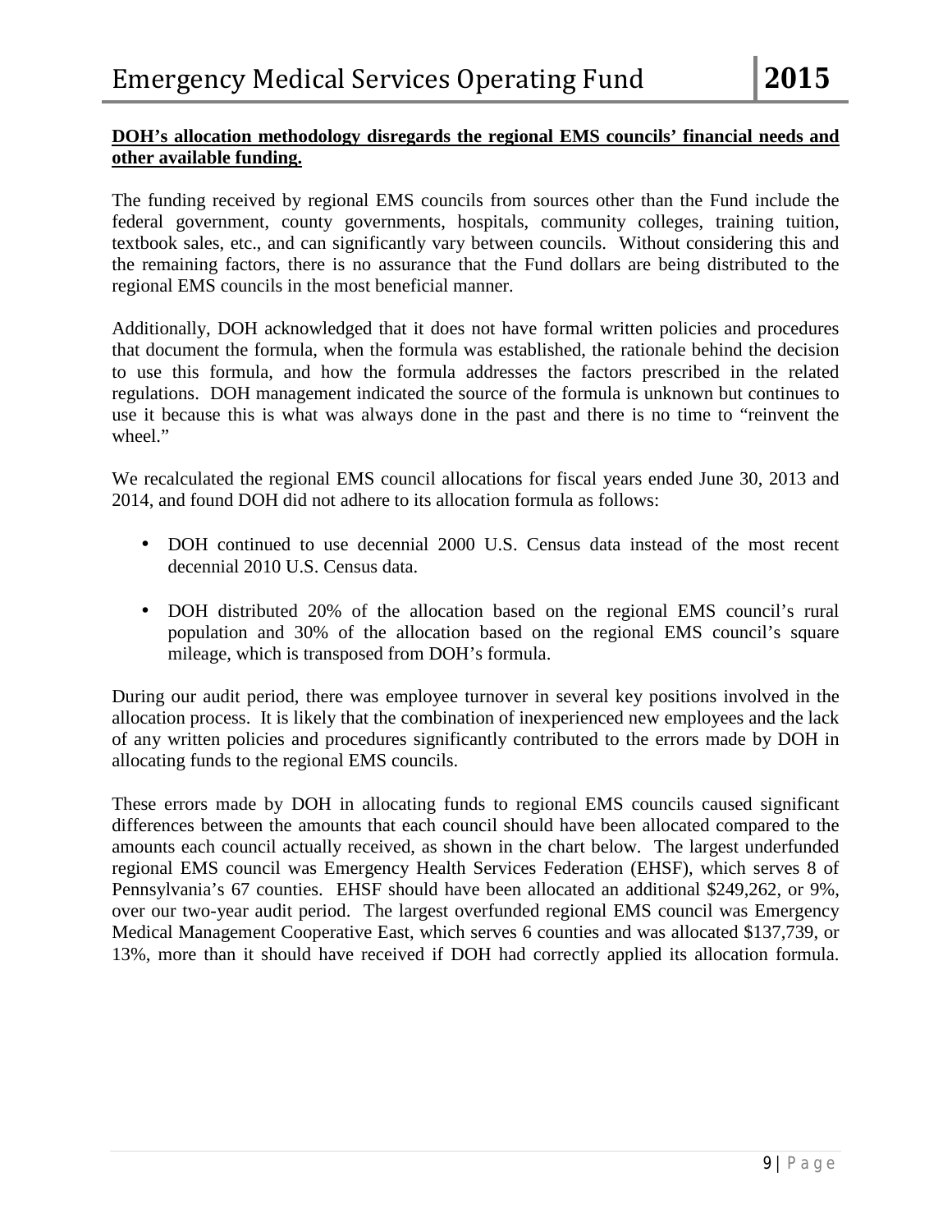**DOH's allocation methodology disregards the regional EMS councils' financial needs and other available funding.**

The funding received by regional EMS councils from sources other than the Fund include the federal government, county governments, hospitals, community colleges, training tuition, textbook sales, etc., and can significantly vary between councils. Without considering this and the remaining factors, there is no assurance that the Fund dollars are being distributed to the regional EMS councils in the most beneficial manner.

Additionally, DOH acknowledged that it does not have formal written policies and procedures that document the formula, when the formula was established, the rationale behind the decision to use this formula, and how the formula addresses the factors prescribed in the related regulations. DOH management indicated the source of the formula is unknown but continues to use it because this is what was always done in the past and there is no time to "reinvent the wheel."

We recalculated the regional EMS council allocations for fiscal years ended June 30, 2013 and 2014, and found DOH did not adhere to its allocation formula as follows:

- DOH continued to use decennial 2000 U.S. Census data instead of the most recent decennial 2010 U.S. Census data.
- DOH distributed 20% of the allocation based on the regional EMS council's rural population and 30% of the allocation based on the regional EMS council's square mileage, which is transposed from DOH's formula.

During our audit period, there was employee turnover in several key positions involved in the allocation process. It is likely that the combination of inexperienced new employees and the lack of any written policies and procedures significantly contributed to the errors made by DOH in allocating funds to the regional EMS councils.

These errors made by DOH in allocating funds to regional EMS councils caused significant differences between the amounts that each council should have been allocated compared to the amounts each council actually received, as shown in the chart below. The largest underfunded regional EMS council was Emergency Health Services Federation (EHSF), which serves 8 of Pennsylvania's 67 counties. EHSF should have been allocated an additional $249,262, or 9%, over our two-year audit period. The largest overfunded regional EMS council was Emergency Medical Management Cooperative East, which serves 6 counties and was allocated $137,739, or 13%, more than it should have received if DOH had correctly applied its allocation formula.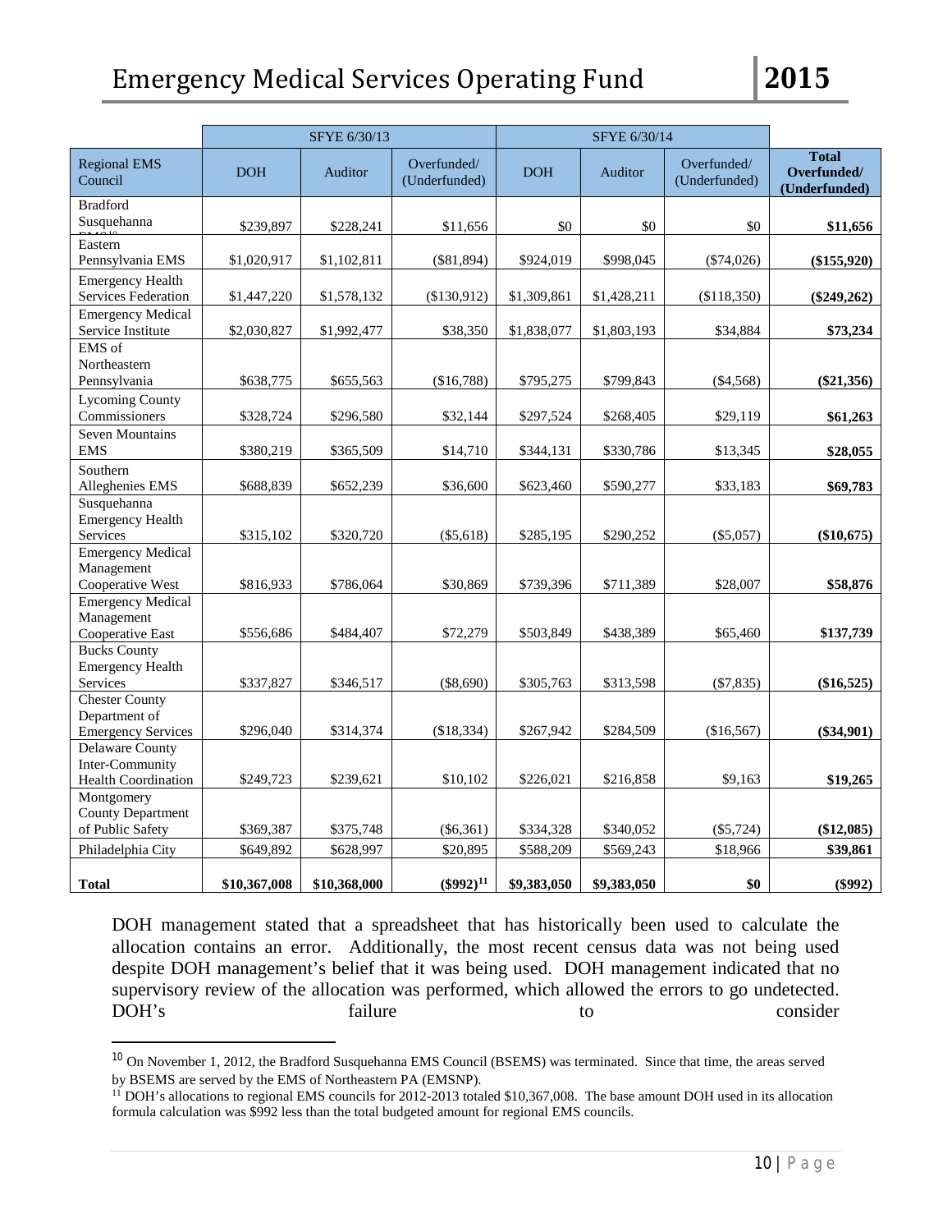| | SFYE 6/30/13 | | | SFYE 6/30/14 | | | |
|---|---|---|---|---|---|---|---|
| Regional EMS Council | DOH | Auditor | Overfunded/ (Underfunded) | DOH | Auditor | Overfunded/ (Underfunded) | **Total Overfunded/ (Underfunded)** |
| Bradford Susquehanna EMSC[10] | $239,897 | $228,241 | $11,656 | $0 | $0 | $0 | **$11,656** |
| Eastern Pennsylvania EMS | $1,020,917 | $1,102,811 | ($81,894) | $924,019 | $998,045 | ($74,026) | **($155,920)** |
| Emergency Health Services Federation | $1,447,220 | $1,578,132 | ($130,912) | $1,309,861 | $1,428,211 | ($118,350) | **($249,262)** |
| Emergency Medical Service Institute | $2,030,827 | $1,992,477 | $38,350 | $1,838,077 | $1,803,193 | $34,884 | **$73,234** |
| EMS of Northeastern Pennsylvania | $638,775 | $655,563 | ($16,788) | $795,275 | $799,843 | ($4,568) | **($21,356)** |
| Lycoming County Commissioners | $328,724 | $296,580 | $32,144 | $297,524 | $268,405 | $29,119 | **$61,263** |
| Seven Mountains EMS | $380,219 | $365,509 | $14,710 | $344,131 | $330,786 | $13,345 | **$28,055** |
| Southern Alleghenies EMS | $688,839 | $652,239 | $36,600 | $623,460 | $590,277 | $33,183 | **$69,783** |
| Susquehanna Emergency Health Services | $315,102 | $320,720 | ($5,618) | $285,195 | $290,252 | ($5,057) | **($10,675)** |
| Emergency Medical Management Cooperative West | $816,933 | $786,064 | $30,869 | $739,396 | $711,389 | $28,007 | **$58,876** |
| Emergency Medical Management Cooperative East | $556,686 | $484,407 | $72,279 | $503,849 | $438,389 | $65,460 | **$137,739** |
| Bucks County Emergency Health Services | $337,827 | $346,517 | ($8,690) | $305,763 | $313,598 | ($7,835) | **($16,525)** |
| Chester County Department of Emergency Services | $296,040 | $314,374 | ($18,334) | $267,942 | $284,509 | ($16,567) | **($34,901)** |
| Delaware County Inter-Community Health Coordination | $249,723 | $239,621 | $10,102 | $226,021 | $216,858 | $9,163 | **$19,265** |
| Montgomery County Department of Public Safety | $369,387 | $375,748 | ($6,361) | $334,328 | $340,052 | ($5,724) | **($12,085)** |
| Philadelphia City | $649,892 | $628,997 | $20,895 | $588,209 | $569,243 | $18,966 | **$39,861** |
| **Total** | **$10,367,008** | **$10,368,000** | **($992)**[11] | **$9,383,050** | **$9,383,050** | **$0** | **($992)** |

DOH management stated that a spreadsheet that has historically been used to calculate the allocation contains an error. Additionally, the most recent census data was not being used despite DOH management's belief that it was being used. DOH management indicated that no supervisory review of the allocation was performed, which allowed the errors to go undetected. DOH's failure to consider

[10] On November 1, 2012, the Bradford Susquehanna EMS Council (BSEMS) was terminated. Since that time, the areas served by BSEMS are served by the EMS of Northeastern PA (EMSNP).

[11] DOH's allocations to regional EMS councils for 2012-2013 totaled $10,367,008. The base amount DOH used in its allocation formula calculation was $992 less than the total budgeted amount for regional EMS councils.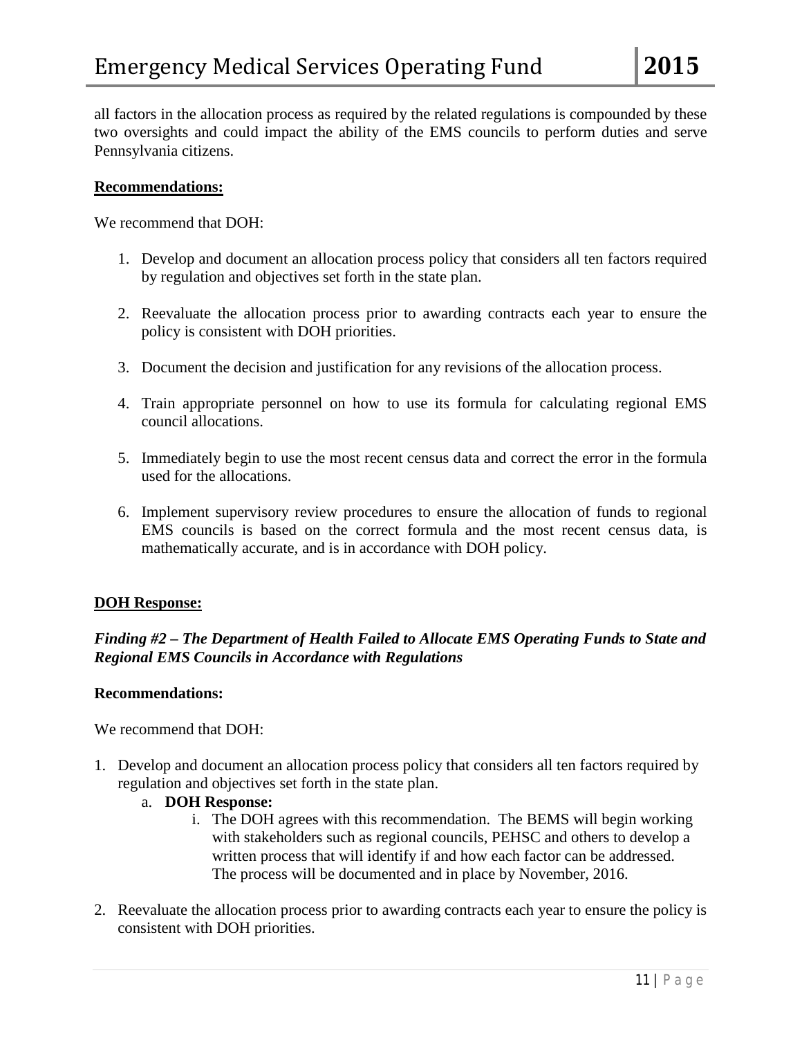all factors in the allocation process as required by the related regulations is compounded by these two oversights and could impact the ability of the EMS councils to perform duties and serve Pennsylvania citizens.

**Recommendations:**

We recommend that DOH:

1. Develop and document an allocation process policy that considers all ten factors required by regulation and objectives set forth in the state plan.

2. Reevaluate the allocation process prior to awarding contracts each year to ensure the policy is consistent with DOH priorities.

3. Document the decision and justification for any revisions of the allocation process.

4. Train appropriate personnel on how to use its formula for calculating regional EMS council allocations.

5. Immediately begin to use the most recent census data and correct the error in the formula used for the allocations.

6. Implement supervisory review procedures to ensure the allocation of funds to regional EMS councils is based on the correct formula and the most recent census data, is mathematically accurate, and is in accordance with DOH policy.

**DOH Response:**

***Finding #2 – The Department of Health Failed to Allocate EMS Operating Funds to State and Regional EMS Councils in Accordance with Regulations***

**Recommendations:**

We recommend that DOH:

1. Develop and document an allocation process policy that considers all ten factors required by regulation and objectives set forth in the state plan.
   a. **DOH Response:**
      i. The DOH agrees with this recommendation. The BEMS will begin working with stakeholders such as regional councils, PEHSC and others to develop a written process that will identify if and how each factor can be addressed. The process will be documented and in place by November, 2016.

2. Reevaluate the allocation process prior to awarding contracts each year to ensure the policy is consistent with DOH priorities.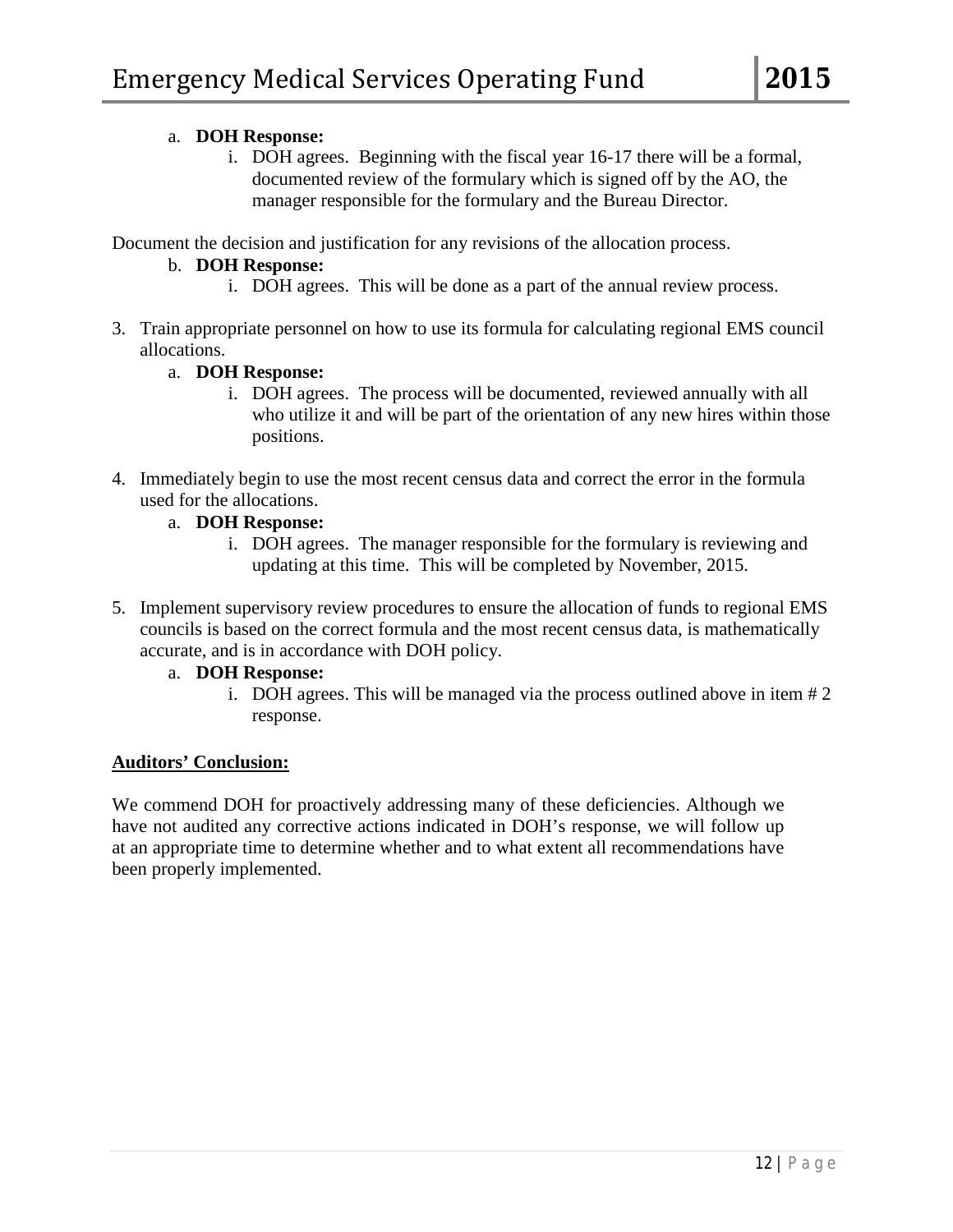a. **DOH Response:**

   i. DOH agrees. Beginning with the fiscal year 16-17 there will be a formal, documented review of the formulary which is signed off by the AO, the manager responsible for the formulary and the Bureau Director.

Document the decision and justification for any revisions of the allocation process.

b. **DOH Response:**

   i. DOH agrees. This will be done as a part of the annual review process.

3. Train appropriate personnel on how to use its formula for calculating regional EMS council allocations.

   a. **DOH Response:**

      i. DOH agrees. The process will be documented, reviewed annually with all who utilize it and will be part of the orientation of any new hires within those positions.

4. Immediately begin to use the most recent census data and correct the error in the formula used for the allocations.

   a. **DOH Response:**

      i. DOH agrees. The manager responsible for the formulary is reviewing and updating at this time. This will be completed by November, 2015.

5. Implement supervisory review procedures to ensure the allocation of funds to regional EMS councils is based on the correct formula and the most recent census data, is mathematically accurate, and is in accordance with DOH policy.

   a. **DOH Response:**

      i. DOH agrees. This will be managed via the process outlined above in item # 2 response.

**Auditors' Conclusion:**

We commend DOH for proactively addressing many of these deficiencies. Although we have not audited any corrective actions indicated in DOH's response, we will follow up at an appropriate time to determine whether and to what extent all recommendations have been properly implemented.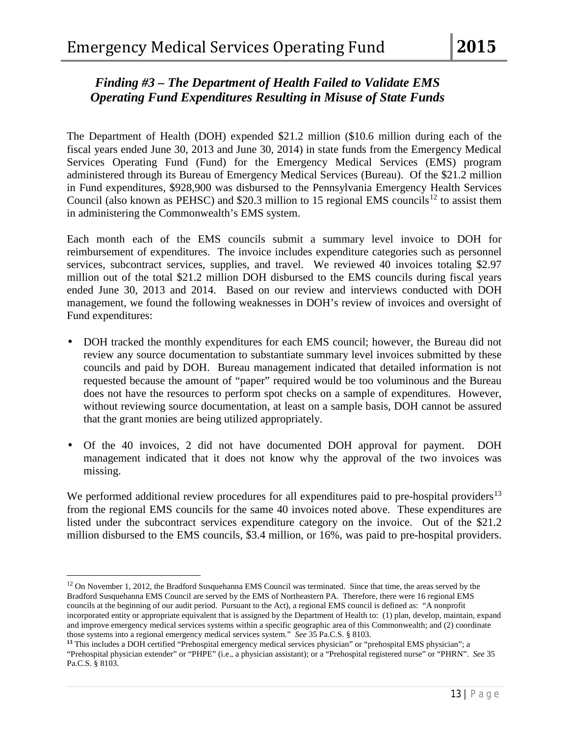### *Finding #3 – The Department of Health Failed to Validate EMS Operating Fund Expenditures Resulting in Misuse of State Funds*

The Department of Health (DOH) expended \$21.2 million (\$10.6 million during each of the fiscal years ended June 30, 2013 and June 30, 2014) in state funds from the Emergency Medical Services Operating Fund (Fund) for the Emergency Medical Services (EMS) program administered through its Bureau of Emergency Medical Services (Bureau). Of the \$21.2 million in Fund expenditures, \$928,900 was disbursed to the Pennsylvania Emergency Health Services Council (also known as PEHSC) and \$20.3 million to 15 regional EMS councils[12] to assist them in administering the Commonwealth's EMS system.

Each month each of the EMS councils submit a summary level invoice to DOH for reimbursement of expenditures. The invoice includes expenditure categories such as personnel services, subcontract services, supplies, and travel. We reviewed 40 invoices totaling \$2.97 million out of the total \$21.2 million DOH disbursed to the EMS councils during fiscal years ended June 30, 2013 and 2014. Based on our review and interviews conducted with DOH management, we found the following weaknesses in DOH's review of invoices and oversight of Fund expenditures:

- DOH tracked the monthly expenditures for each EMS council; however, the Bureau did not review any source documentation to substantiate summary level invoices submitted by these councils and paid by DOH. Bureau management indicated that detailed information is not requested because the amount of "paper" required would be too voluminous and the Bureau does not have the resources to perform spot checks on a sample of expenditures. However, without reviewing source documentation, at least on a sample basis, DOH cannot be assured that the grant monies are being utilized appropriately.

- Of the 40 invoices, 2 did not have documented DOH approval for payment. DOH management indicated that it does not know why the approval of the two invoices was missing.

We performed additional review procedures for all expenditures paid to pre-hospital providers[13] from the regional EMS councils for the same 40 invoices noted above. These expenditures are listed under the subcontract services expenditure category on the invoice. Out of the \$21.2 million disbursed to the EMS councils, \$3.4 million, or 16%, was paid to pre-hospital providers.

---

[12] On November 1, 2012, the Bradford Susquehanna EMS Council was terminated. Since that time, the areas served by the Bradford Susquehanna EMS Council are served by the EMS of Northeastern PA. Therefore, there were 16 regional EMS councils at the beginning of our audit period. Pursuant to the Act), a regional EMS council is defined as: "A nonprofit incorporated entity or appropriate equivalent that is assigned by the Department of Health to: (1) plan, develop, maintain, expand and improve emergency medical services systems within a specific geographic area of this Commonwealth; and (2) coordinate those systems into a regional emergency medical services system." *See* 35 Pa.C.S. § 8103.

[13] This includes a DOH certified "Prehospital emergency medical services physician" or "prehospital EMS physician"; a "Prehospital physician extender" or "PHPE" (i.e., a physician assistant); or a "Prehospital registered nurse" or "PHRN". *See* 35 Pa.C.S. § 8103.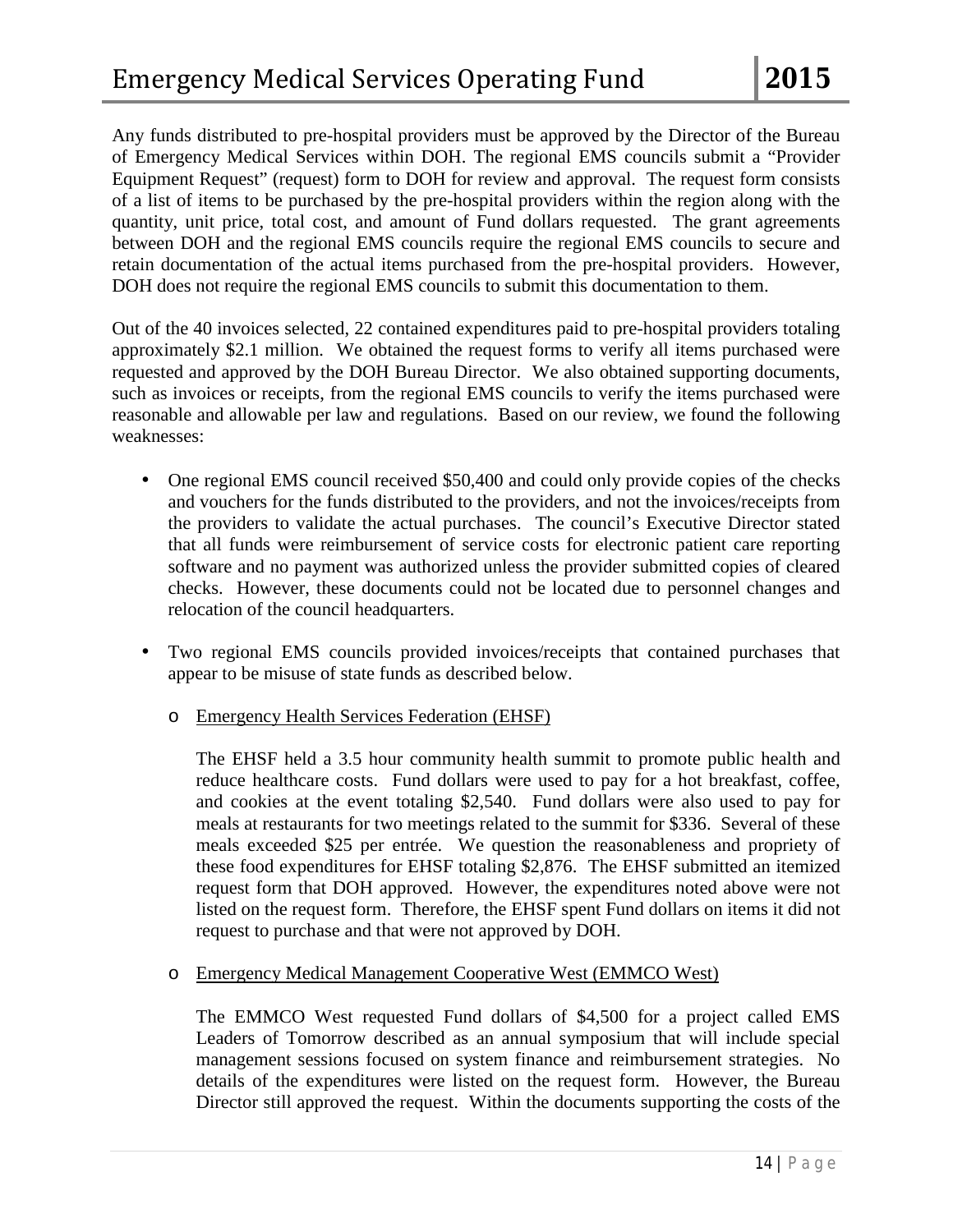Any funds distributed to pre-hospital providers must be approved by the Director of the Bureau of Emergency Medical Services within DOH. The regional EMS councils submit a "Provider Equipment Request" (request) form to DOH for review and approval. The request form consists of a list of items to be purchased by the pre-hospital providers within the region along with the quantity, unit price, total cost, and amount of Fund dollars requested. The grant agreements between DOH and the regional EMS councils require the regional EMS councils to secure and retain documentation of the actual items purchased from the pre-hospital providers. However, DOH does not require the regional EMS councils to submit this documentation to them.

Out of the 40 invoices selected, 22 contained expenditures paid to pre-hospital providers totaling approximately $2.1 million. We obtained the request forms to verify all items purchased were requested and approved by the DOH Bureau Director. We also obtained supporting documents, such as invoices or receipts, from the regional EMS councils to verify the items purchased were reasonable and allowable per law and regulations. Based on our review, we found the following weaknesses:

- One regional EMS council received $50,400 and could only provide copies of the checks and vouchers for the funds distributed to the providers, and not the invoices/receipts from the providers to validate the actual purchases. The council's Executive Director stated that all funds were reimbursement of service costs for electronic patient care reporting software and no payment was authorized unless the provider submitted copies of cleared checks. However, these documents could not be located due to personnel changes and relocation of the council headquarters.

- Two regional EMS councils provided invoices/receipts that contained purchases that appear to be misuse of state funds as described below.

  - Emergency Health Services Federation (EHSF)

    The EHSF held a 3.5 hour community health summit to promote public health and reduce healthcare costs. Fund dollars were used to pay for a hot breakfast, coffee, and cookies at the event totaling $2,540. Fund dollars were also used to pay for meals at restaurants for two meetings related to the summit for $336. Several of these meals exceeded $25 per entrée. We question the reasonableness and propriety of these food expenditures for EHSF totaling $2,876. The EHSF submitted an itemized request form that DOH approved. However, the expenditures noted above were not listed on the request form. Therefore, the EHSF spent Fund dollars on items it did not request to purchase and that were not approved by DOH.

  - Emergency Medical Management Cooperative West (EMMCO West)

    The EMMCO West requested Fund dollars of $4,500 for a project called EMS Leaders of Tomorrow described as an annual symposium that will include special management sessions focused on system finance and reimbursement strategies. No details of the expenditures were listed on the request form. However, the Bureau Director still approved the request. Within the documents supporting the costs of the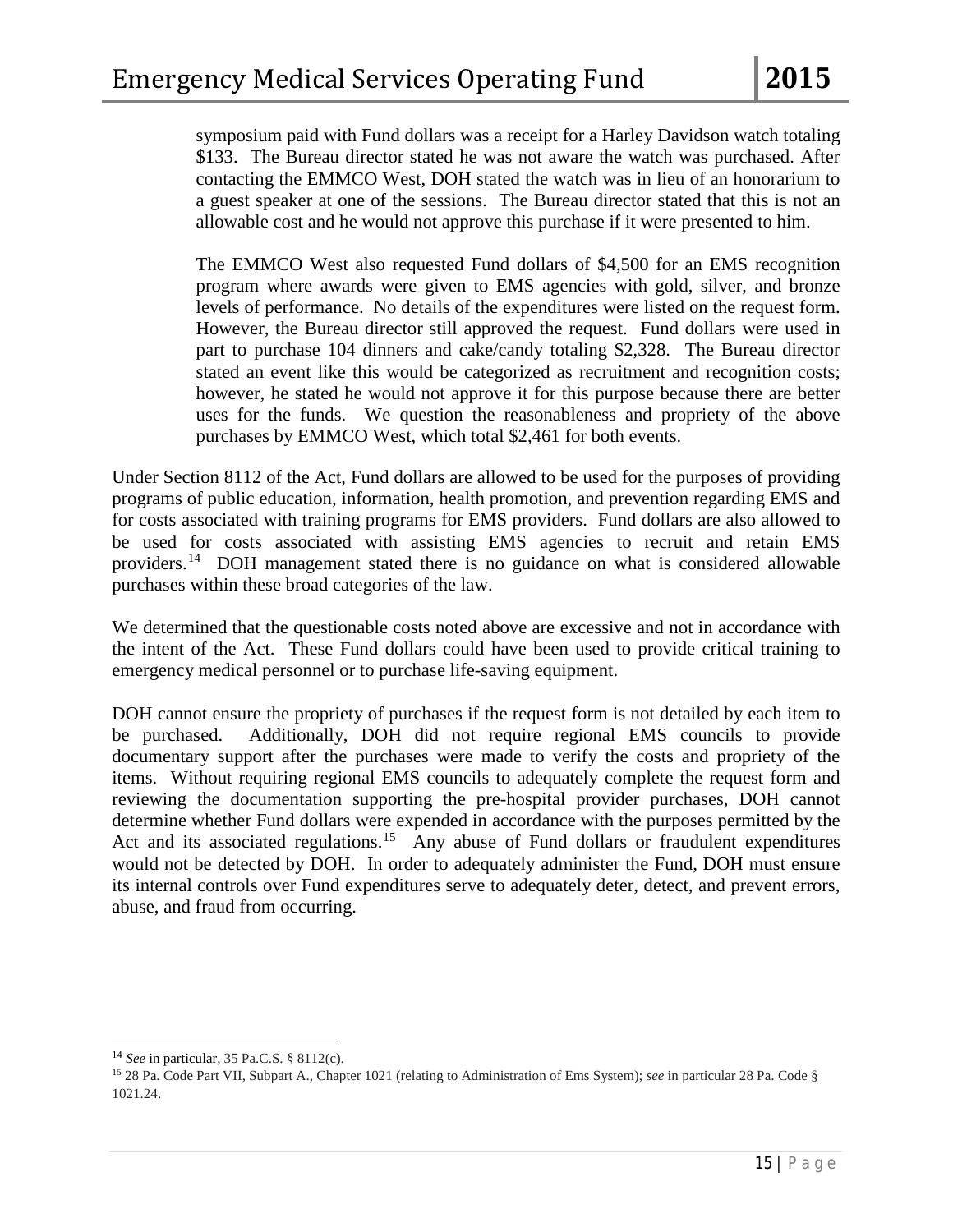symposium paid with Fund dollars was a receipt for a Harley Davidson watch totaling $133. The Bureau director stated he was not aware the watch was purchased. After contacting the EMMCO West, DOH stated the watch was in lieu of an honorarium to a guest speaker at one of the sessions. The Bureau director stated that this is not an allowable cost and he would not approve this purchase if it were presented to him.

The EMMCO West also requested Fund dollars of $4,500 for an EMS recognition program where awards were given to EMS agencies with gold, silver, and bronze levels of performance. No details of the expenditures were listed on the request form. However, the Bureau director still approved the request. Fund dollars were used in part to purchase 104 dinners and cake/candy totaling $2,328. The Bureau director stated an event like this would be categorized as recruitment and recognition costs; however, he stated he would not approve it for this purpose because there are better uses for the funds. We question the reasonableness and propriety of the above purchases by EMMCO West, which total $2,461 for both events.

Under Section 8112 of the Act, Fund dollars are allowed to be used for the purposes of providing programs of public education, information, health promotion, and prevention regarding EMS and for costs associated with training programs for EMS providers. Fund dollars are also allowed to be used for costs associated with assisting EMS agencies to recruit and retain EMS providers.[14] DOH management stated there is no guidance on what is considered allowable purchases within these broad categories of the law.

We determined that the questionable costs noted above are excessive and not in accordance with the intent of the Act. These Fund dollars could have been used to provide critical training to emergency medical personnel or to purchase life-saving equipment.

DOH cannot ensure the propriety of purchases if the request form is not detailed by each item to be purchased. Additionally, DOH did not require regional EMS councils to provide documentary support after the purchases were made to verify the costs and propriety of the items. Without requiring regional EMS councils to adequately complete the request form and reviewing the documentation supporting the pre-hospital provider purchases, DOH cannot determine whether Fund dollars were expended in accordance with the purposes permitted by the Act and its associated regulations.[15] Any abuse of Fund dollars or fraudulent expenditures would not be detected by DOH. In order to adequately administer the Fund, DOH must ensure its internal controls over Fund expenditures serve to adequately deter, detect, and prevent errors, abuse, and fraud from occurring.

---

[14] *See* in particular, 35 Pa.C.S. § 8112(c).

[15] 28 Pa. Code Part VII, Subpart A., Chapter 1021 (relating to Administration of Ems System); *see* in particular 28 Pa. Code § 1021.24.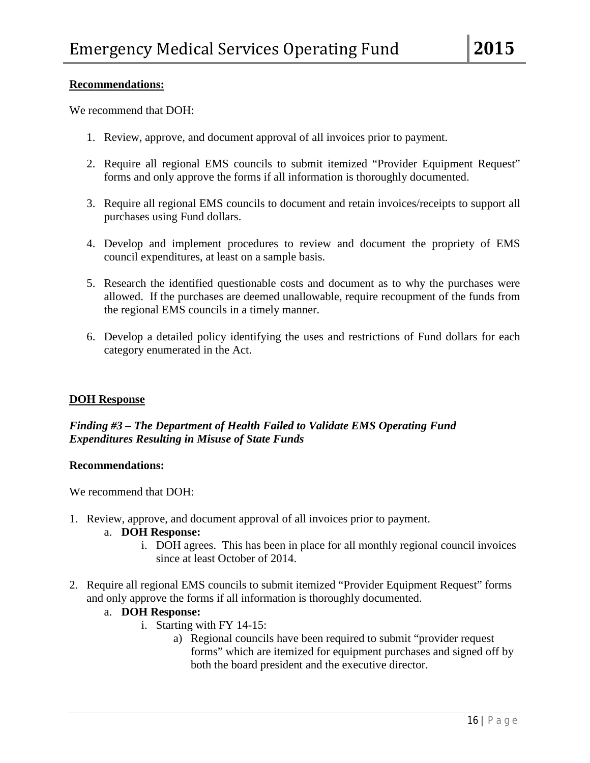**Recommendations:**

We recommend that DOH:

1. Review, approve, and document approval of all invoices prior to payment.

2. Require all regional EMS councils to submit itemized "Provider Equipment Request" forms and only approve the forms if all information is thoroughly documented.

3. Require all regional EMS councils to document and retain invoices/receipts to support all purchases using Fund dollars.

4. Develop and implement procedures to review and document the propriety of EMS council expenditures, at least on a sample basis.

5. Research the identified questionable costs and document as to why the purchases were allowed. If the purchases are deemed unallowable, require recoupment of the funds from the regional EMS councils in a timely manner.

6. Develop a detailed policy identifying the uses and restrictions of Fund dollars for each category enumerated in the Act.

**DOH Response**

***Finding #3 – The Department of Health Failed to Validate EMS Operating Fund Expenditures Resulting in Misuse of State Funds***

**Recommendations:**

We recommend that DOH:

1. Review, approve, and document approval of all invoices prior to payment.
   a. **DOH Response:**
      i. DOH agrees. This has been in place for all monthly regional council invoices since at least October of 2014.

2. Require all regional EMS councils to submit itemized "Provider Equipment Request" forms and only approve the forms if all information is thoroughly documented.
   a. **DOH Response:**
      i. Starting with FY 14-15:
         a) Regional councils have been required to submit "provider request forms" which are itemized for equipment purchases and signed off by both the board president and the executive director.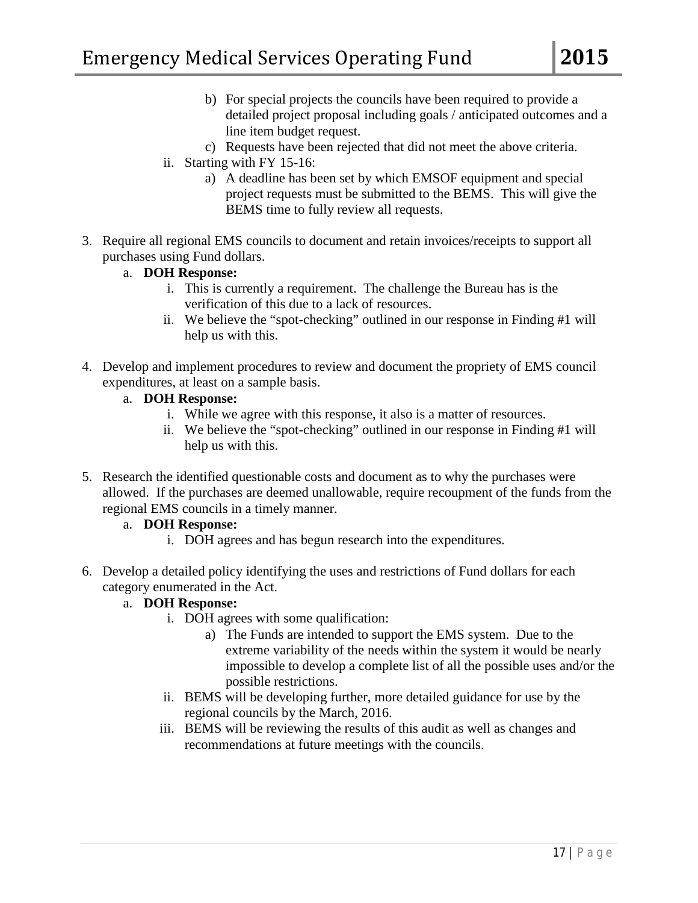b) For special projects the councils have been required to provide a detailed project proposal including goals / anticipated outcomes and a line item budget request.

c) Requests have been rejected that did not meet the above criteria.

ii. Starting with FY 15-16:

a) A deadline has been set by which EMSOF equipment and special project requests must be submitted to the BEMS. This will give the BEMS time to fully review all requests.

3. Require all regional EMS councils to document and retain invoices/receipts to support all purchases using Fund dollars.
   a. **DOH Response:**
      i. This is currently a requirement. The challenge the Bureau has is the verification of this due to a lack of resources.
      ii. We believe the "spot-checking" outlined in our response in Finding #1 will help us with this.

4. Develop and implement procedures to review and document the propriety of EMS council expenditures, at least on a sample basis.
   a. **DOH Response:**
      i. While we agree with this response, it also is a matter of resources.
      ii. We believe the "spot-checking" outlined in our response in Finding #1 will help us with this.

5. Research the identified questionable costs and document as to why the purchases were allowed. If the purchases are deemed unallowable, require recoupment of the funds from the regional EMS councils in a timely manner.
   a. **DOH Response:**
      i. DOH agrees and has begun research into the expenditures.

6. Develop a detailed policy identifying the uses and restrictions of Fund dollars for each category enumerated in the Act.
   a. **DOH Response:**
      i. DOH agrees with some qualification:
         a) The Funds are intended to support the EMS system. Due to the extreme variability of the needs within the system it would be nearly impossible to develop a complete list of all the possible uses and/or the possible restrictions.
      ii. BEMS will be developing further, more detailed guidance for use by the regional councils by the March, 2016.
      iii. BEMS will be reviewing the results of this audit as well as changes and recommendations at future meetings with the councils.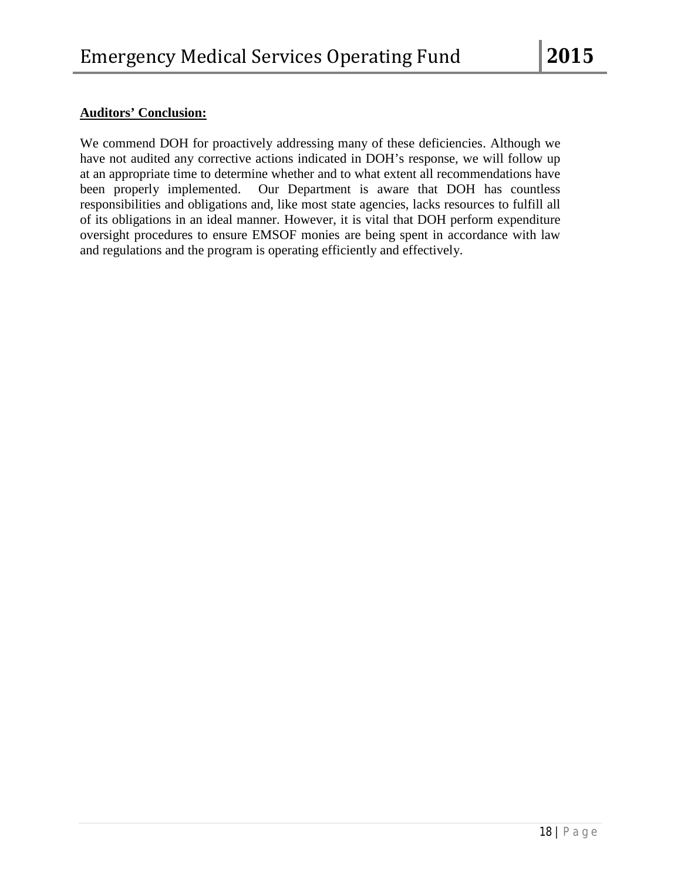**Auditors' Conclusion:**

We commend DOH for proactively addressing many of these deficiencies. Although we have not audited any corrective actions indicated in DOH's response, we will follow up at an appropriate time to determine whether and to what extent all recommendations have been properly implemented. Our Department is aware that DOH has countless responsibilities and obligations and, like most state agencies, lacks resources to fulfill all of its obligations in an ideal manner. However, it is vital that DOH perform expenditure oversight procedures to ensure EMSOF monies are being spent in accordance with law and regulations and the program is operating efficiently and effectively.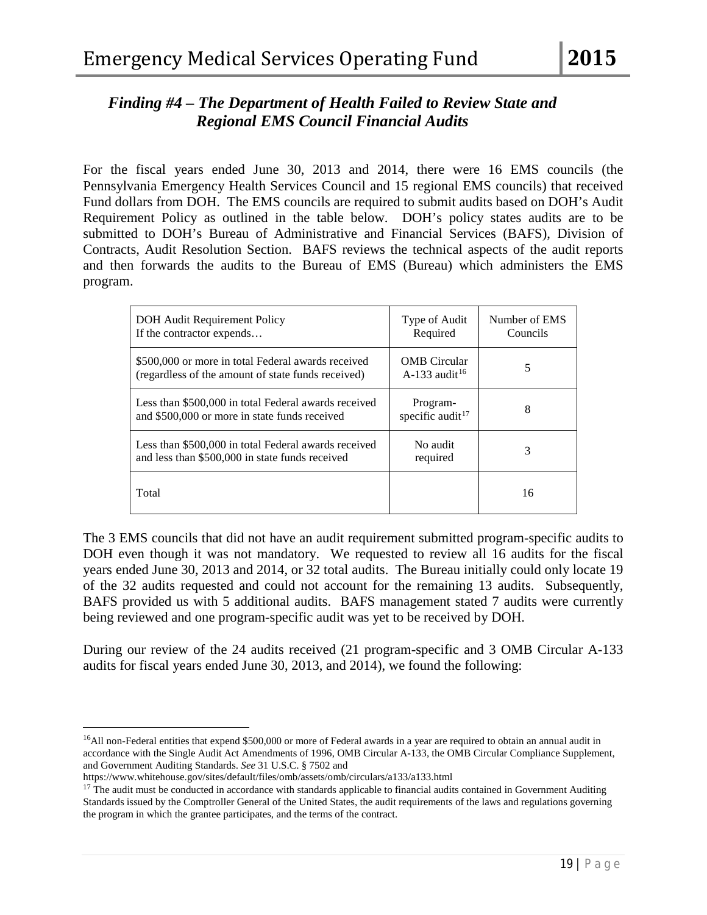## *Finding #4 – The Department of Health Failed to Review State and Regional EMS Council Financial Audits*

For the fiscal years ended June 30, 2013 and 2014, there were 16 EMS councils (the Pennsylvania Emergency Health Services Council and 15 regional EMS councils) that received Fund dollars from DOH. The EMS councils are required to submit audits based on DOH's Audit Requirement Policy as outlined in the table below. DOH's policy states audits are to be submitted to DOH's Bureau of Administrative and Financial Services (BAFS), Division of Contracts, Audit Resolution Section. BAFS reviews the technical aspects of the audit reports and then forwards the audits to the Bureau of EMS (Bureau) which administers the EMS program.

| DOH Audit Requirement Policy<br>If the contractor expends… | Type of Audit Required | Number of EMS Councils |
|---|---|---|
| \$500,000 or more in total Federal awards received (regardless of the amount of state funds received) | OMB Circular A-133 audit[16] | 5 |
| Less than \$500,000 in total Federal awards received and \$500,000 or more in state funds received | Program-specific audit[17] | 8 |
| Less than \$500,000 in total Federal awards received and less than \$500,000 in state funds received | No audit required | 3 |
| Total | | 16 |

The 3 EMS councils that did not have an audit requirement submitted program-specific audits to DOH even though it was not mandatory. We requested to review all 16 audits for the fiscal years ended June 30, 2013 and 2014, or 32 total audits. The Bureau initially could only locate 19 of the 32 audits requested and could not account for the remaining 13 audits. Subsequently, BAFS provided us with 5 additional audits. BAFS management stated 7 audits were currently being reviewed and one program-specific audit was yet to be received by DOH.

During our review of the 24 audits received (21 program-specific and 3 OMB Circular A-133 audits for fiscal years ended June 30, 2013, and 2014), we found the following:

---

[16] All non-Federal entities that expend \$500,000 or more of Federal awards in a year are required to obtain an annual audit in accordance with the Single Audit Act Amendments of 1996, OMB Circular A-133, the OMB Circular Compliance Supplement, and Government Auditing Standards. *See* 31 U.S.C. § 7502 and https://www.whitehouse.gov/sites/default/files/omb/assets/omb/circulars/a133/a133.html

[17] The audit must be conducted in accordance with standards applicable to financial audits contained in Government Auditing Standards issued by the Comptroller General of the United States, the audit requirements of the laws and regulations governing the program in which the grantee participates, and the terms of the contract.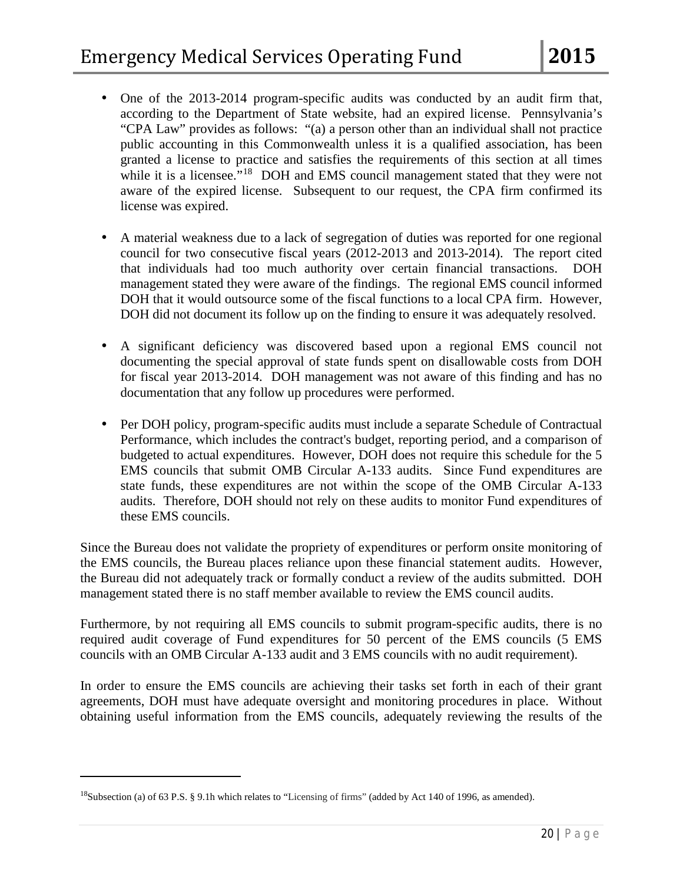- One of the 2013-2014 program-specific audits was conducted by an audit firm that, according to the Department of State website, had an expired license. Pennsylvania's "CPA Law" provides as follows: "(a) a person other than an individual shall not practice public accounting in this Commonwealth unless it is a qualified association, has been granted a license to practice and satisfies the requirements of this section at all times while it is a licensee."[18] DOH and EMS council management stated that they were not aware of the expired license. Subsequent to our request, the CPA firm confirmed its license was expired.

- A material weakness due to a lack of segregation of duties was reported for one regional council for two consecutive fiscal years (2012-2013 and 2013-2014). The report cited that individuals had too much authority over certain financial transactions. DOH management stated they were aware of the findings. The regional EMS council informed DOH that it would outsource some of the fiscal functions to a local CPA firm. However, DOH did not document its follow up on the finding to ensure it was adequately resolved.

- A significant deficiency was discovered based upon a regional EMS council not documenting the special approval of state funds spent on disallowable costs from DOH for fiscal year 2013-2014. DOH management was not aware of this finding and has no documentation that any follow up procedures were performed.

- Per DOH policy, program-specific audits must include a separate Schedule of Contractual Performance, which includes the contract's budget, reporting period, and a comparison of budgeted to actual expenditures. However, DOH does not require this schedule for the 5 EMS councils that submit OMB Circular A-133 audits. Since Fund expenditures are state funds, these expenditures are not within the scope of the OMB Circular A-133 audits. Therefore, DOH should not rely on these audits to monitor Fund expenditures of these EMS councils.

Since the Bureau does not validate the propriety of expenditures or perform onsite monitoring of the EMS councils, the Bureau places reliance upon these financial statement audits. However, the Bureau did not adequately track or formally conduct a review of the audits submitted. DOH management stated there is no staff member available to review the EMS council audits.

Furthermore, by not requiring all EMS councils to submit program-specific audits, there is no required audit coverage of Fund expenditures for 50 percent of the EMS councils (5 EMS councils with an OMB Circular A-133 audit and 3 EMS councils with no audit requirement).

In order to ensure the EMS councils are achieving their tasks set forth in each of their grant agreements, DOH must have adequate oversight and monitoring procedures in place. Without obtaining useful information from the EMS councils, adequately reviewing the results of the

---

[18] Subsection (a) of 63 P.S. § 9.1h which relates to "Licensing of firms" (added by Act 140 of 1996, as amended).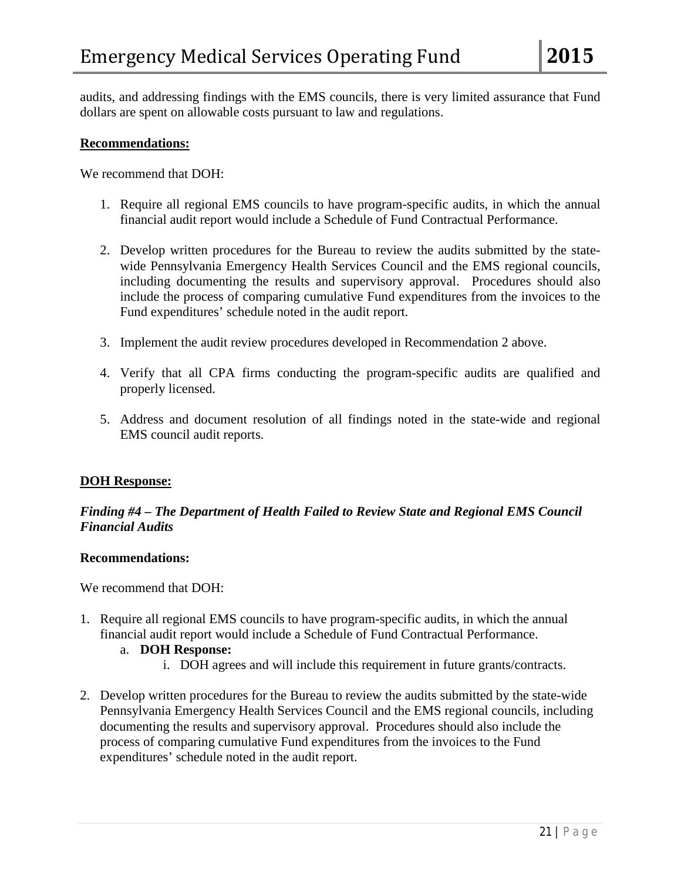audits, and addressing findings with the EMS councils, there is very limited assurance that Fund dollars are spent on allowable costs pursuant to law and regulations.

**Recommendations:**

We recommend that DOH:

1. Require all regional EMS councils to have program-specific audits, in which the annual financial audit report would include a Schedule of Fund Contractual Performance.

2. Develop written procedures for the Bureau to review the audits submitted by the state-wide Pennsylvania Emergency Health Services Council and the EMS regional councils, including documenting the results and supervisory approval. Procedures should also include the process of comparing cumulative Fund expenditures from the invoices to the Fund expenditures' schedule noted in the audit report.

3. Implement the audit review procedures developed in Recommendation 2 above.

4. Verify that all CPA firms conducting the program-specific audits are qualified and properly licensed.

5. Address and document resolution of all findings noted in the state-wide and regional EMS council audit reports.

**DOH Response:**

***Finding #4 – The Department of Health Failed to Review State and Regional EMS Council Financial Audits***

**Recommendations:**

We recommend that DOH:

1. Require all regional EMS councils to have program-specific audits, in which the annual financial audit report would include a Schedule of Fund Contractual Performance.
    a. **DOH Response:**
        i. DOH agrees and will include this requirement in future grants/contracts.

2. Develop written procedures for the Bureau to review the audits submitted by the state-wide Pennsylvania Emergency Health Services Council and the EMS regional councils, including documenting the results and supervisory approval. Procedures should also include the process of comparing cumulative Fund expenditures from the invoices to the Fund expenditures' schedule noted in the audit report.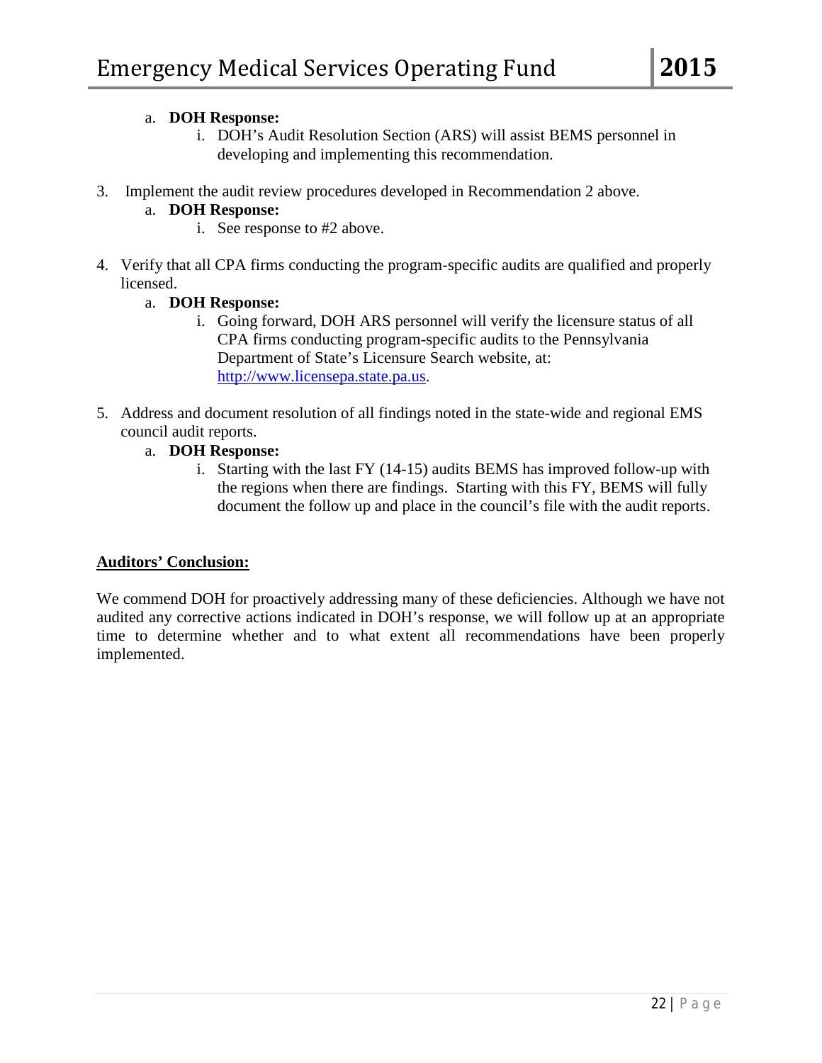a. **DOH Response:**
    i. DOH's Audit Resolution Section (ARS) will assist BEMS personnel in developing and implementing this recommendation.

3. Implement the audit review procedures developed in Recommendation 2 above.
    a. **DOH Response:**
        i. See response to #2 above.

4. Verify that all CPA firms conducting the program-specific audits are qualified and properly licensed.
    a. **DOH Response:**
        i. Going forward, DOH ARS personnel will verify the licensure status of all CPA firms conducting program-specific audits to the Pennsylvania Department of State's Licensure Search website, at: [http://www.licensepa.state.pa.us](http://www.licensepa.state.pa.us).

5. Address and document resolution of all findings noted in the state-wide and regional EMS council audit reports.
    a. **DOH Response:**
        i. Starting with the last FY (14-15) audits BEMS has improved follow-up with the regions when there are findings. Starting with this FY, BEMS will fully document the follow up and place in the council's file with the audit reports.

**Auditors' Conclusion:**

We commend DOH for proactively addressing many of these deficiencies. Although we have not audited any corrective actions indicated in DOH's response, we will follow up at an appropriate time to determine whether and to what extent all recommendations have been properly implemented.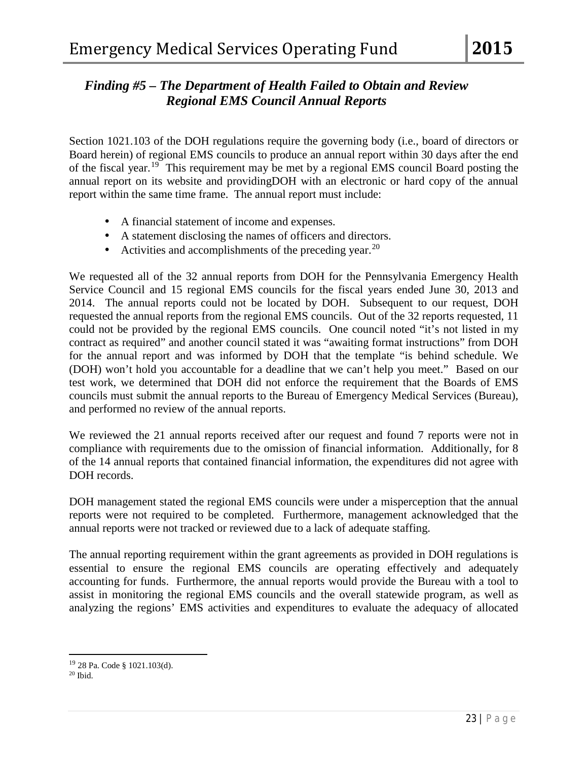### *Finding #5 – The Department of Health Failed to Obtain and Review Regional EMS Council Annual Reports*

Section 1021.103 of the DOH regulations require the governing body (i.e., board of directors or Board herein) of regional EMS councils to produce an annual report within 30 days after the end of the fiscal year.[19] This requirement may be met by a regional EMS council Board posting the annual report on its website and providingDOH with an electronic or hard copy of the annual report within the same time frame. The annual report must include:

- A financial statement of income and expenses.
- A statement disclosing the names of officers and directors.
- Activities and accomplishments of the preceding year.[20]

We requested all of the 32 annual reports from DOH for the Pennsylvania Emergency Health Service Council and 15 regional EMS councils for the fiscal years ended June 30, 2013 and 2014. The annual reports could not be located by DOH. Subsequent to our request, DOH requested the annual reports from the regional EMS councils. Out of the 32 reports requested, 11 could not be provided by the regional EMS councils. One council noted "it's not listed in my contract as required" and another council stated it was "awaiting format instructions" from DOH for the annual report and was informed by DOH that the template "is behind schedule. We (DOH) won't hold you accountable for a deadline that we can't help you meet." Based on our test work, we determined that DOH did not enforce the requirement that the Boards of EMS councils must submit the annual reports to the Bureau of Emergency Medical Services (Bureau), and performed no review of the annual reports.

We reviewed the 21 annual reports received after our request and found 7 reports were not in compliance with requirements due to the omission of financial information. Additionally, for 8 of the 14 annual reports that contained financial information, the expenditures did not agree with DOH records.

DOH management stated the regional EMS councils were under a misperception that the annual reports were not required to be completed. Furthermore, management acknowledged that the annual reports were not tracked or reviewed due to a lack of adequate staffing.

The annual reporting requirement within the grant agreements as provided in DOH regulations is essential to ensure the regional EMS councils are operating effectively and adequately accounting for funds. Furthermore, the annual reports would provide the Bureau with a tool to assist in monitoring the regional EMS councils and the overall statewide program, as well as analyzing the regions' EMS activities and expenditures to evaluate the adequacy of allocated

---

[19] 28 Pa. Code § 1021.103(d).
[20] Ibid.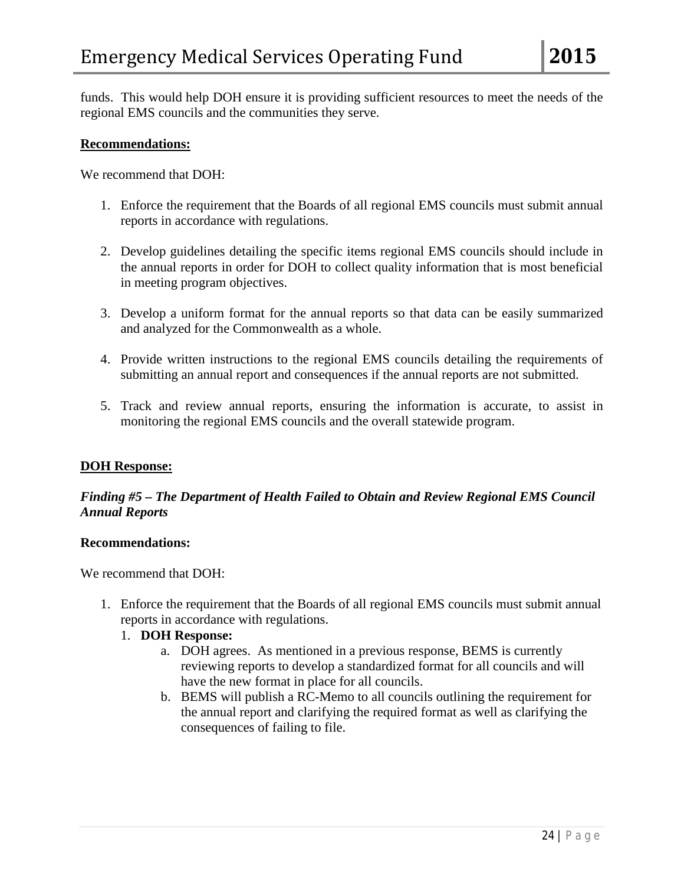funds. This would help DOH ensure it is providing sufficient resources to meet the needs of the regional EMS councils and the communities they serve.

**Recommendations:**

We recommend that DOH:

1. Enforce the requirement that the Boards of all regional EMS councils must submit annual reports in accordance with regulations.

2. Develop guidelines detailing the specific items regional EMS councils should include in the annual reports in order for DOH to collect quality information that is most beneficial in meeting program objectives.

3. Develop a uniform format for the annual reports so that data can be easily summarized and analyzed for the Commonwealth as a whole.

4. Provide written instructions to the regional EMS councils detailing the requirements of submitting an annual report and consequences if the annual reports are not submitted.

5. Track and review annual reports, ensuring the information is accurate, to assist in monitoring the regional EMS councils and the overall statewide program.

**DOH Response:**

***Finding #5 – The Department of Health Failed to Obtain and Review Regional EMS Council Annual Reports***

**Recommendations:**

We recommend that DOH:

1. Enforce the requirement that the Boards of all regional EMS councils must submit annual reports in accordance with regulations.
   1. **DOH Response:**
      a. DOH agrees. As mentioned in a previous response, BEMS is currently reviewing reports to develop a standardized format for all councils and will have the new format in place for all councils.
      b. BEMS will publish a RC-Memo to all councils outlining the requirement for the annual report and clarifying the required format as well as clarifying the consequences of failing to file.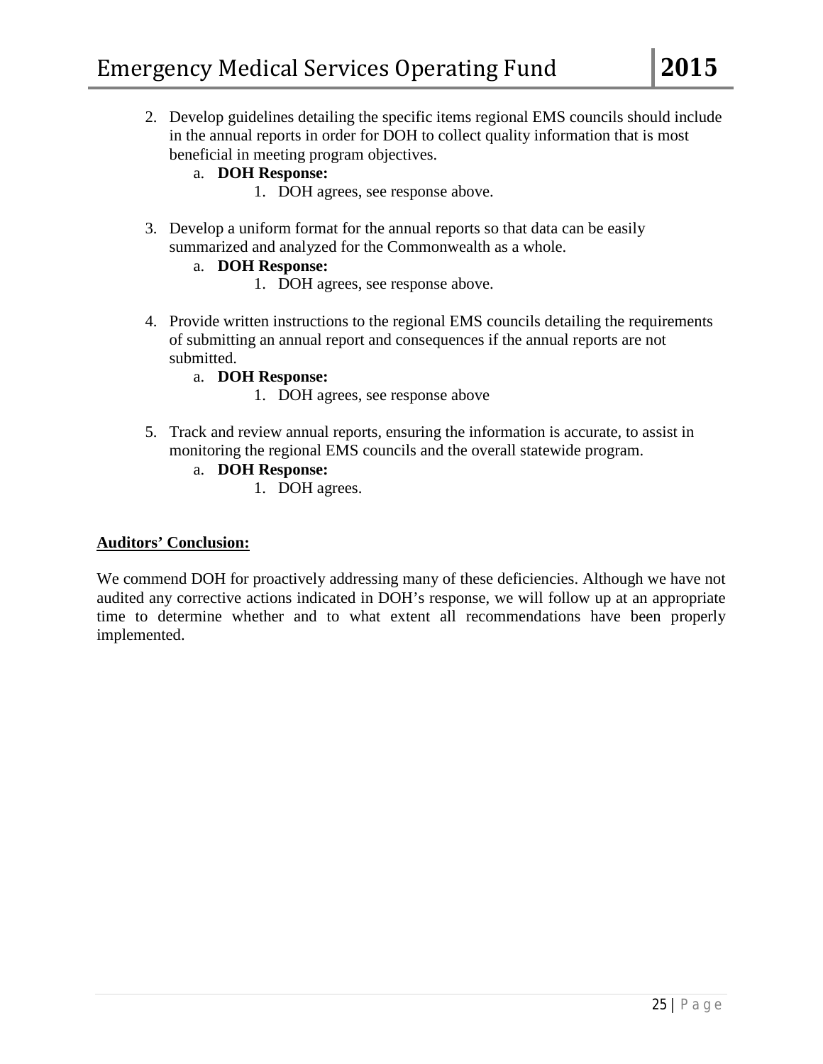2. Develop guidelines detailing the specific items regional EMS councils should include in the annual reports in order for DOH to collect quality information that is most beneficial in meeting program objectives.
    a. **DOH Response:**
        1. DOH agrees, see response above.

3. Develop a uniform format for the annual reports so that data can be easily summarized and analyzed for the Commonwealth as a whole.
    a. **DOH Response:**
        1. DOH agrees, see response above.

4. Provide written instructions to the regional EMS councils detailing the requirements of submitting an annual report and consequences if the annual reports are not submitted.
    a. **DOH Response:**
        1. DOH agrees, see response above

5. Track and review annual reports, ensuring the information is accurate, to assist in monitoring the regional EMS councils and the overall statewide program.
    a. **DOH Response:**
        1. DOH agrees.

**<u>Auditors' Conclusion:</u>**

We commend DOH for proactively addressing many of these deficiencies. Although we have not audited any corrective actions indicated in DOH's response, we will follow up at an appropriate time to determine whether and to what extent all recommendations have been properly implemented.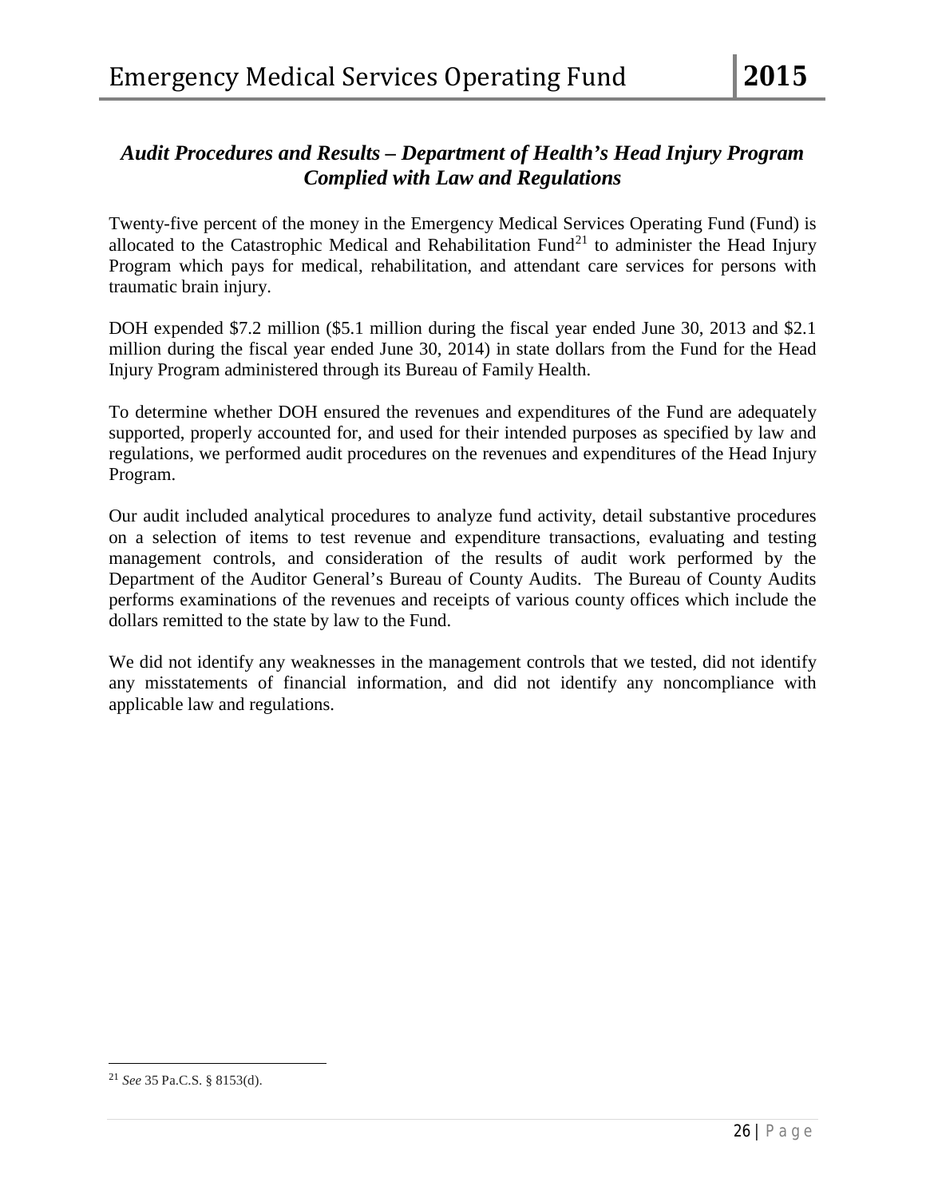## *Audit Procedures and Results – Department of Health's Head Injury Program Complied with Law and Regulations*

Twenty-five percent of the money in the Emergency Medical Services Operating Fund (Fund) is allocated to the Catastrophic Medical and Rehabilitation Fund[21] to administer the Head Injury Program which pays for medical, rehabilitation, and attendant care services for persons with traumatic brain injury.

DOH expended $7.2 million ($5.1 million during the fiscal year ended June 30, 2013 and $2.1 million during the fiscal year ended June 30, 2014) in state dollars from the Fund for the Head Injury Program administered through its Bureau of Family Health.

To determine whether DOH ensured the revenues and expenditures of the Fund are adequately supported, properly accounted for, and used for their intended purposes as specified by law and regulations, we performed audit procedures on the revenues and expenditures of the Head Injury Program.

Our audit included analytical procedures to analyze fund activity, detail substantive procedures on a selection of items to test revenue and expenditure transactions, evaluating and testing management controls, and consideration of the results of audit work performed by the Department of the Auditor General's Bureau of County Audits. The Bureau of County Audits performs examinations of the revenues and receipts of various county offices which include the dollars remitted to the state by law to the Fund.

We did not identify any weaknesses in the management controls that we tested, did not identify any misstatements of financial information, and did not identify any noncompliance with applicable law and regulations.

---

[21] *See* 35 Pa.C.S. § 8153(d).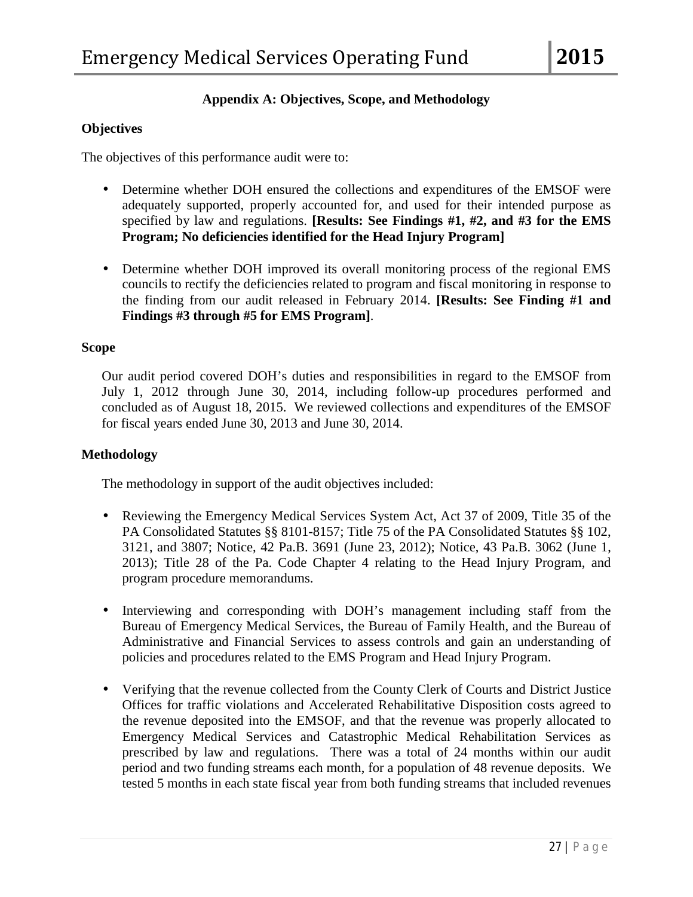## Appendix A: Objectives, Scope, and Methodology

### Objectives

The objectives of this performance audit were to:

- Determine whether DOH ensured the collections and expenditures of the EMSOF were adequately supported, properly accounted for, and used for their intended purpose as specified by law and regulations. **[Results: See Findings #1, #2, and #3 for the EMS Program; No deficiencies identified for the Head Injury Program]**

- Determine whether DOH improved its overall monitoring process of the regional EMS councils to rectify the deficiencies related to program and fiscal monitoring in response to the finding from our audit released in February 2014. **[Results: See Finding #1 and Findings #3 through #5 for EMS Program]**.

### Scope

Our audit period covered DOH's duties and responsibilities in regard to the EMSOF from July 1, 2012 through June 30, 2014, including follow-up procedures performed and concluded as of August 18, 2015. We reviewed collections and expenditures of the EMSOF for fiscal years ended June 30, 2013 and June 30, 2014.

### Methodology

The methodology in support of the audit objectives included:

- Reviewing the Emergency Medical Services System Act, Act 37 of 2009, Title 35 of the PA Consolidated Statutes §§ 8101-8157; Title 75 of the PA Consolidated Statutes §§ 102, 3121, and 3807; Notice, 42 Pa.B. 3691 (June 23, 2012); Notice, 43 Pa.B. 3062 (June 1, 2013); Title 28 of the Pa. Code Chapter 4 relating to the Head Injury Program, and program procedure memorandums.

- Interviewing and corresponding with DOH's management including staff from the Bureau of Emergency Medical Services, the Bureau of Family Health, and the Bureau of Administrative and Financial Services to assess controls and gain an understanding of policies and procedures related to the EMS Program and Head Injury Program.

- Verifying that the revenue collected from the County Clerk of Courts and District Justice Offices for traffic violations and Accelerated Rehabilitative Disposition costs agreed to the revenue deposited into the EMSOF, and that the revenue was properly allocated to Emergency Medical Services and Catastrophic Medical Rehabilitation Services as prescribed by law and regulations. There was a total of 24 months within our audit period and two funding streams each month, for a population of 48 revenue deposits. We tested 5 months in each state fiscal year from both funding streams that included revenues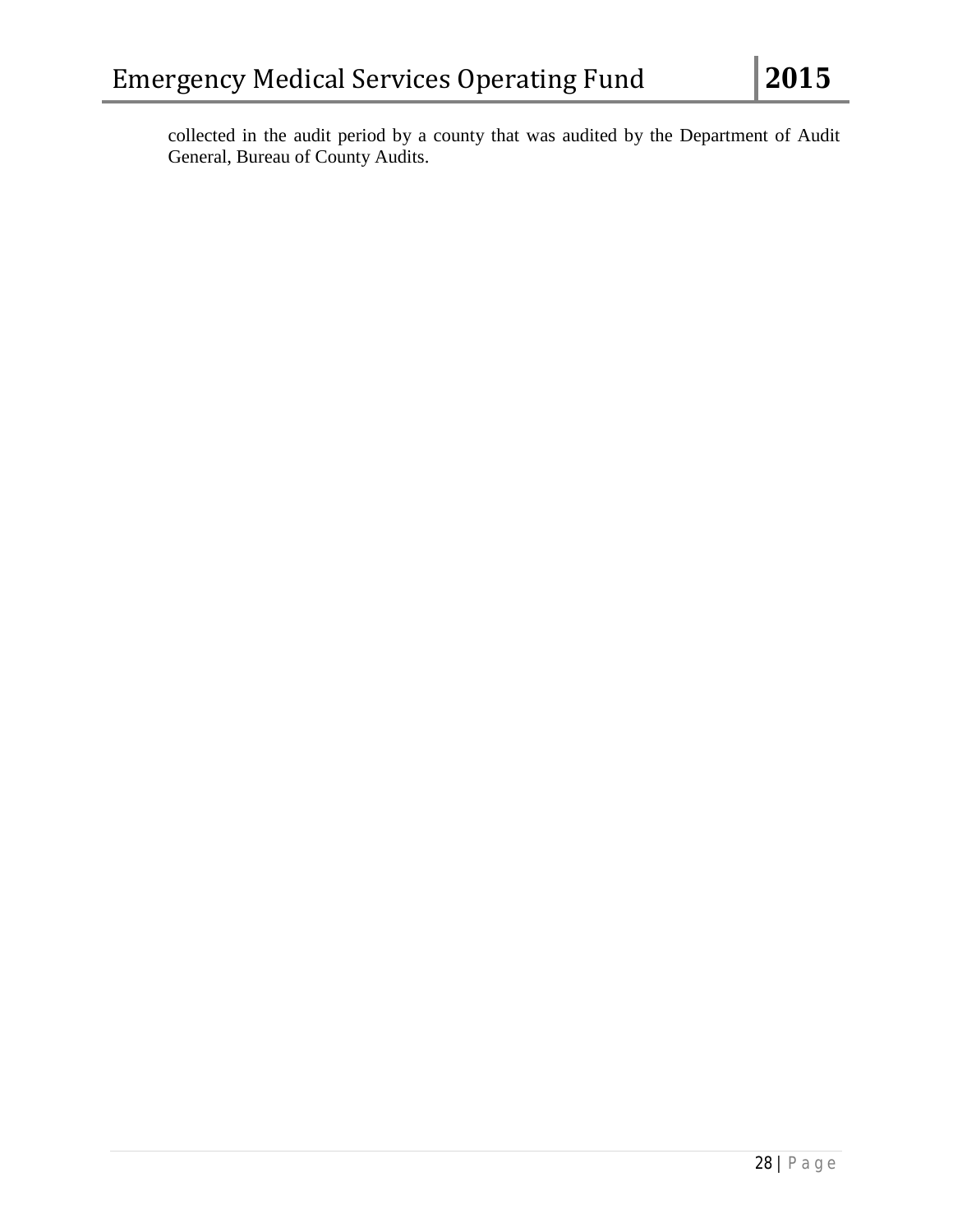collected in the audit period by a county that was audited by the Department of Audit General, Bureau of County Audits.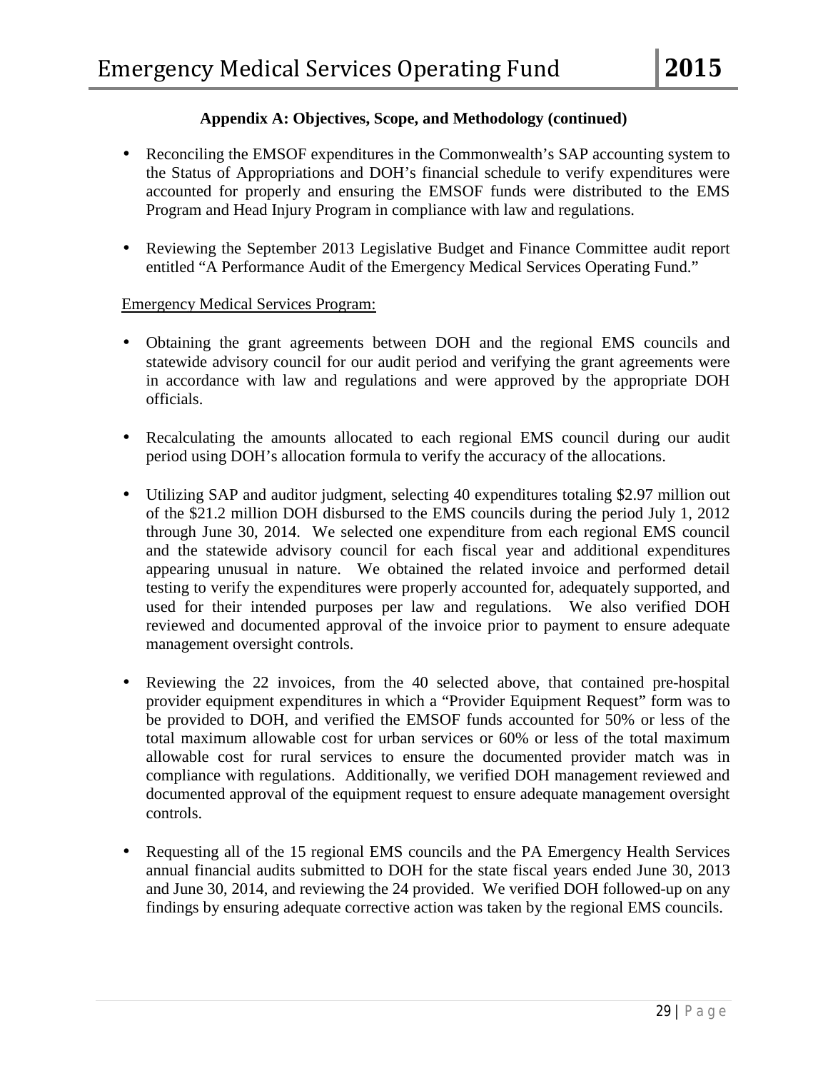## Appendix A: Objectives, Scope, and Methodology (continued)

- Reconciling the EMSOF expenditures in the Commonwealth's SAP accounting system to the Status of Appropriations and DOH's financial schedule to verify expenditures were accounted for properly and ensuring the EMSOF funds were distributed to the EMS Program and Head Injury Program in compliance with law and regulations.

- Reviewing the September 2013 Legislative Budget and Finance Committee audit report entitled "A Performance Audit of the Emergency Medical Services Operating Fund."

Emergency Medical Services Program:

- Obtaining the grant agreements between DOH and the regional EMS councils and statewide advisory council for our audit period and verifying the grant agreements were in accordance with law and regulations and were approved by the appropriate DOH officials.

- Recalculating the amounts allocated to each regional EMS council during our audit period using DOH's allocation formula to verify the accuracy of the allocations.

- Utilizing SAP and auditor judgment, selecting 40 expenditures totaling $2.97 million out of the $21.2 million DOH disbursed to the EMS councils during the period July 1, 2012 through June 30, 2014. We selected one expenditure from each regional EMS council and the statewide advisory council for each fiscal year and additional expenditures appearing unusual in nature. We obtained the related invoice and performed detail testing to verify the expenditures were properly accounted for, adequately supported, and used for their intended purposes per law and regulations. We also verified DOH reviewed and documented approval of the invoice prior to payment to ensure adequate management oversight controls.

- Reviewing the 22 invoices, from the 40 selected above, that contained pre-hospital provider equipment expenditures in which a "Provider Equipment Request" form was to be provided to DOH, and verified the EMSOF funds accounted for 50% or less of the total maximum allowable cost for urban services or 60% or less of the total maximum allowable cost for rural services to ensure the documented provider match was in compliance with regulations. Additionally, we verified DOH management reviewed and documented approval of the equipment request to ensure adequate management oversight controls.

- Requesting all of the 15 regional EMS councils and the PA Emergency Health Services annual financial audits submitted to DOH for the state fiscal years ended June 30, 2013 and June 30, 2014, and reviewing the 24 provided. We verified DOH followed-up on any findings by ensuring adequate corrective action was taken by the regional EMS councils.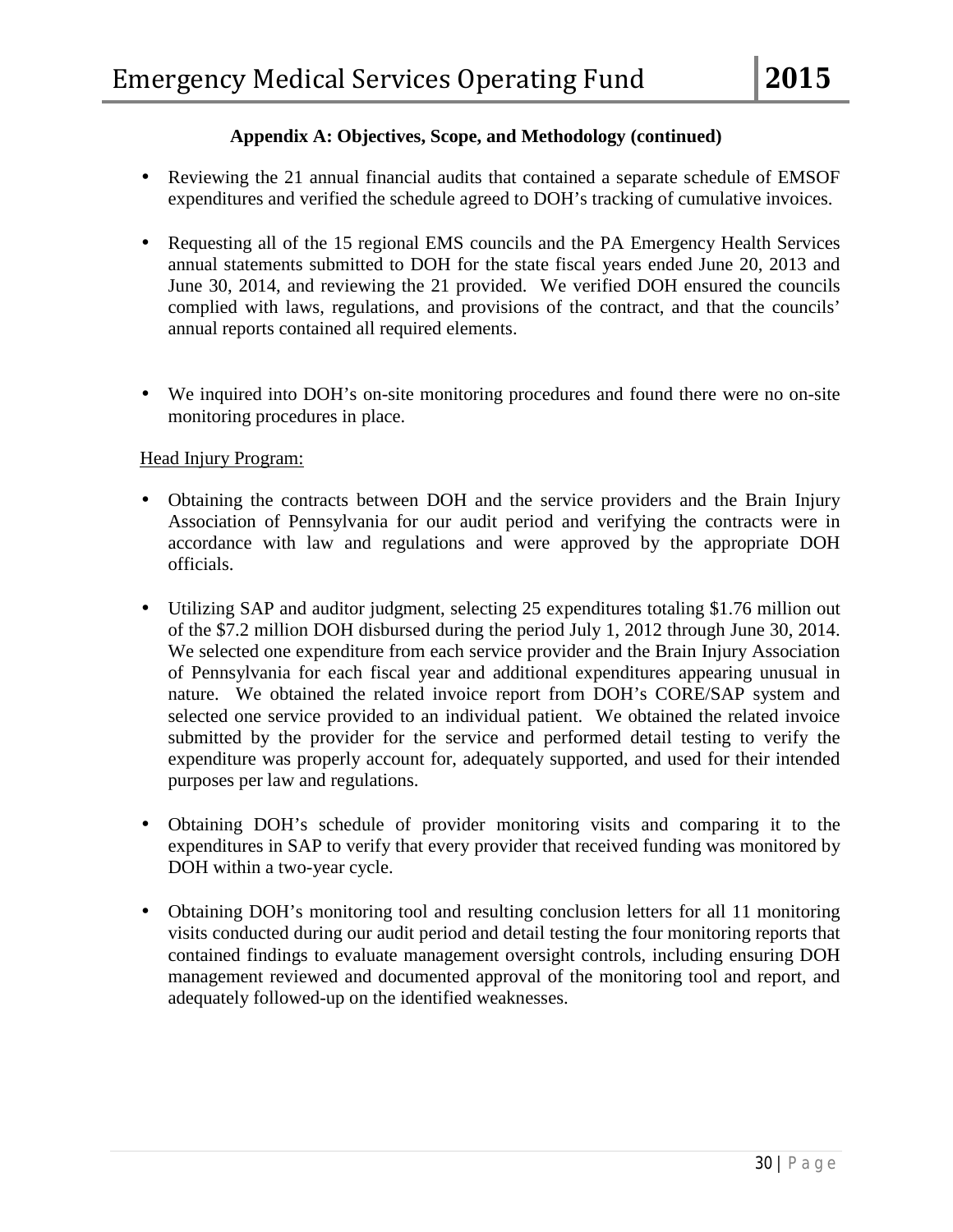**Appendix A: Objectives, Scope, and Methodology (continued)**

- Reviewing the 21 annual financial audits that contained a separate schedule of EMSOF expenditures and verified the schedule agreed to DOH's tracking of cumulative invoices.

- Requesting all of the 15 regional EMS councils and the PA Emergency Health Services annual statements submitted to DOH for the state fiscal years ended June 20, 2013 and June 30, 2014, and reviewing the 21 provided. We verified DOH ensured the councils complied with laws, regulations, and provisions of the contract, and that the councils' annual reports contained all required elements.

- We inquired into DOH's on-site monitoring procedures and found there were no on-site monitoring procedures in place.

<u>Head Injury Program:</u>

- Obtaining the contracts between DOH and the service providers and the Brain Injury Association of Pennsylvania for our audit period and verifying the contracts were in accordance with law and regulations and were approved by the appropriate DOH officials.

- Utilizing SAP and auditor judgment, selecting 25 expenditures totaling $1.76 million out of the $7.2 million DOH disbursed during the period July 1, 2012 through June 30, 2014. We selected one expenditure from each service provider and the Brain Injury Association of Pennsylvania for each fiscal year and additional expenditures appearing unusual in nature. We obtained the related invoice report from DOH's CORE/SAP system and selected one service provided to an individual patient. We obtained the related invoice submitted by the provider for the service and performed detail testing to verify the expenditure was properly account for, adequately supported, and used for their intended purposes per law and regulations.

- Obtaining DOH's schedule of provider monitoring visits and comparing it to the expenditures in SAP to verify that every provider that received funding was monitored by DOH within a two-year cycle.

- Obtaining DOH's monitoring tool and resulting conclusion letters for all 11 monitoring visits conducted during our audit period and detail testing the four monitoring reports that contained findings to evaluate management oversight controls, including ensuring DOH management reviewed and documented approval of the monitoring tool and report, and adequately followed-up on the identified weaknesses.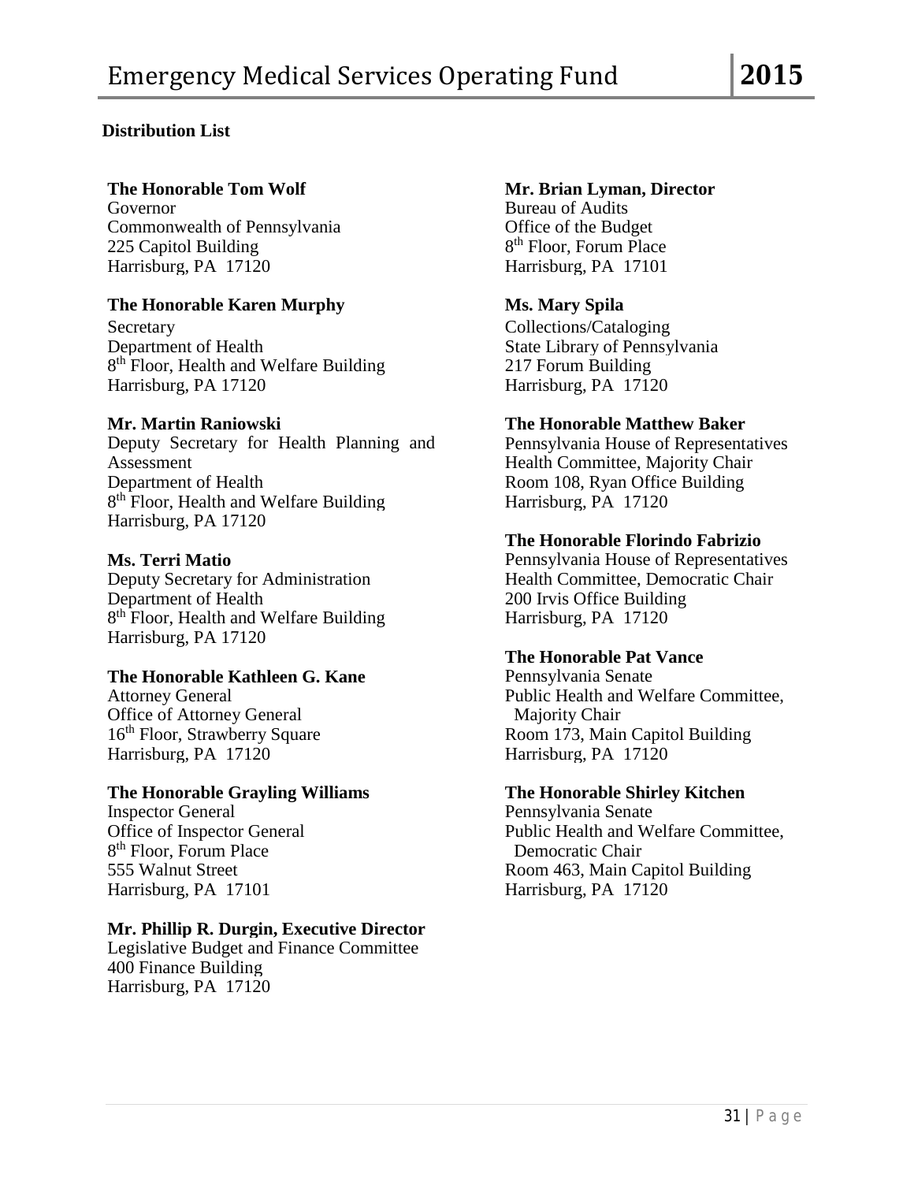**Distribution List**

**The Honorable Tom Wolf**
Governor
Commonwealth of Pennsylvania
225 Capitol Building
Harrisburg, PA 17120

**The Honorable Karen Murphy**
Secretary
Department of Health
8th Floor, Health and Welfare Building
Harrisburg, PA 17120

**Mr. Martin Raniowski**
Deputy Secretary for Health Planning and Assessment
Department of Health
8th Floor, Health and Welfare Building
Harrisburg, PA 17120

**Ms. Terri Matio**
Deputy Secretary for Administration
Department of Health
8th Floor, Health and Welfare Building
Harrisburg, PA 17120

**The Honorable Kathleen G. Kane**
Attorney General
Office of Attorney General
16th Floor, Strawberry Square
Harrisburg, PA 17120

**The Honorable Grayling Williams**
Inspector General
Office of Inspector General
8th Floor, Forum Place
555 Walnut Street
Harrisburg, PA 17101

**Mr. Phillip R. Durgin, Executive Director**
Legislative Budget and Finance Committee
400 Finance Building
Harrisburg, PA 17120

**Mr. Brian Lyman, Director**
Bureau of Audits
Office of the Budget
8th Floor, Forum Place
Harrisburg, PA 17101

**Ms. Mary Spila**
Collections/Cataloging
State Library of Pennsylvania
217 Forum Building
Harrisburg, PA 17120

**The Honorable Matthew Baker**
Pennsylvania House of Representatives
Health Committee, Majority Chair
Room 108, Ryan Office Building
Harrisburg, PA 17120

**The Honorable Florindo Fabrizio**
Pennsylvania House of Representatives
Health Committee, Democratic Chair
200 Irvis Office Building
Harrisburg, PA 17120

**The Honorable Pat Vance**
Pennsylvania Senate
Public Health and Welfare Committee, Majority Chair
Room 173, Main Capitol Building
Harrisburg, PA 17120

**The Honorable Shirley Kitchen**
Pennsylvania Senate
Public Health and Welfare Committee, Democratic Chair
Room 463, Main Capitol Building
Harrisburg, PA 17120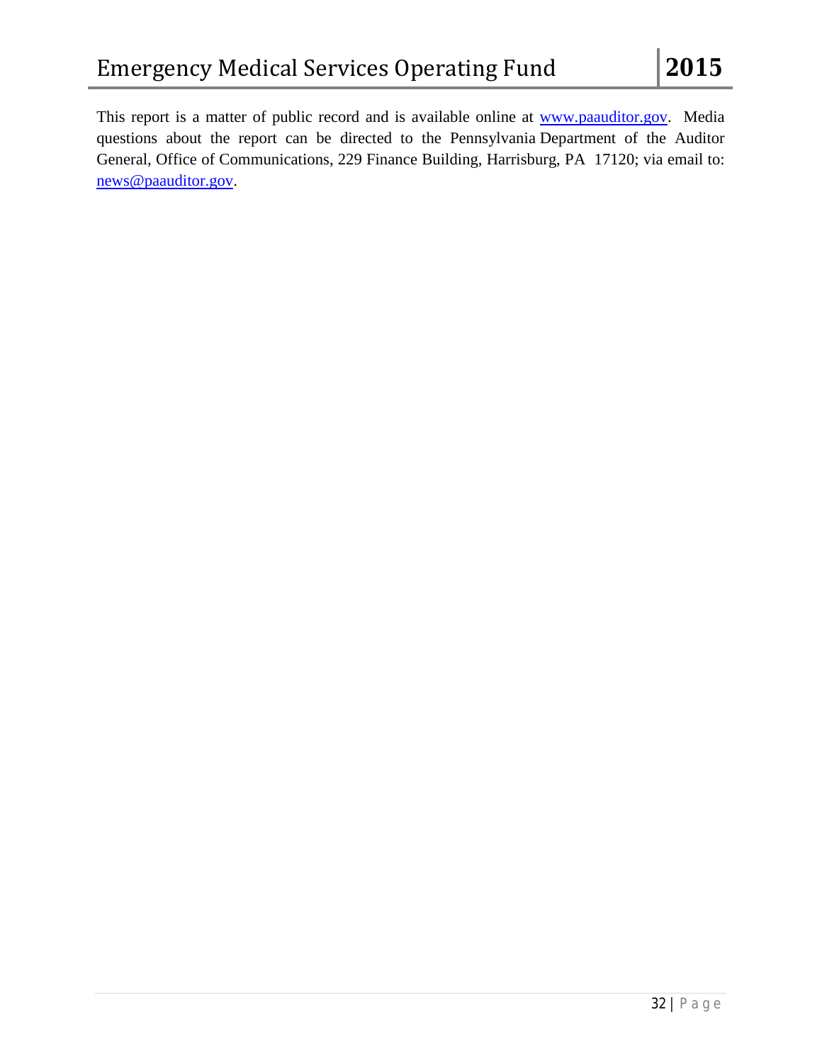This report is a matter of public record and is available online at [www.paauditor.gov](http://www.paauditor.gov). Media questions about the report can be directed to the Pennsylvania Department of the Auditor General, Office of Communications, 229 Finance Building, Harrisburg, PA 17120; via email to: [news@paauditor.gov](mailto:news@paauditor.gov).